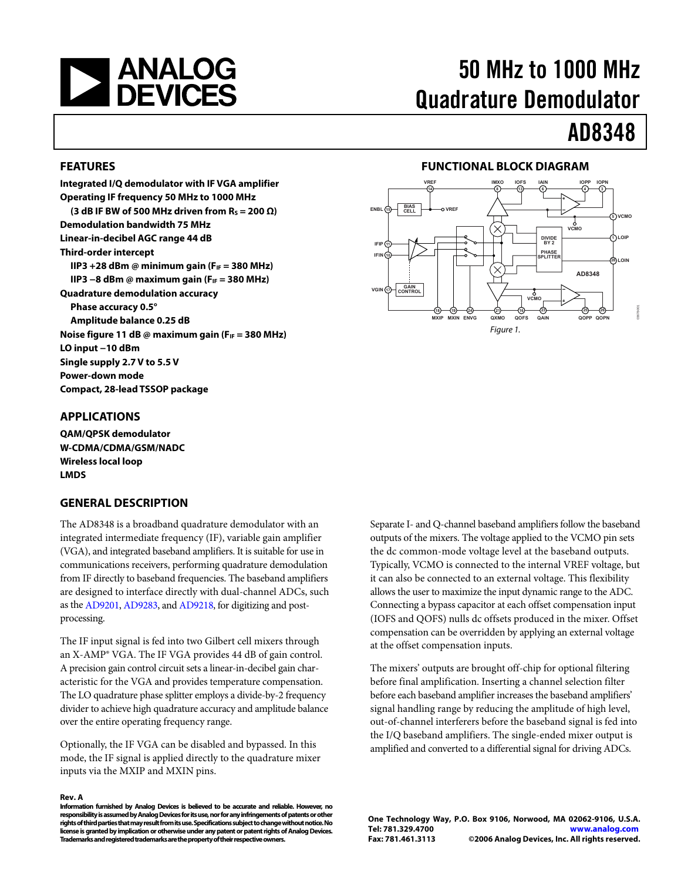# 50 MHz to 1000 MHz Quadrature Demodulator

# AD8348

## FEATURES

**Integrated I/Q demodulator with IF VGA amplifier**
**Operating IF frequency 50 MHz to 1000 MHz**
**(3 dB IF BW of 500 MHz driven from $R_S$ = 200 Ω)**
**Demodulation bandwidth 75 MHz**
**Linear-in-decibel AGC range 44 dB**
**Third-order intercept**
**IIP3 +28 dBm @ minimum gain ($F_{IF}$ = 380 MHz)**
**IIP3 −8 dBm @ maximum gain ($F_{IF}$ = 380 MHz)**
**Quadrature demodulation accuracy**
**Phase accuracy 0.5°**
**Amplitude balance 0.25 dB**
**Noise figure 11 dB @ maximum gain ($F_{IF}$ = 380 MHz)**
**LO input −10 dBm**
**Single supply 2.7 V to 5.5 V**
**Power-down mode**
**Compact, 28-lead TSSOP package**

## APPLICATIONS

**QAM/QPSK demodulator**
**W-CDMA/CDMA/GSM/NADC**
**Wireless local loop**
**LMDS**

## FUNCTIONAL BLOCK DIAGRAM

*Figure 1.*

## GENERAL DESCRIPTION

The AD8348 is a broadband quadrature demodulator with an integrated intermediate frequency (IF), variable gain amplifier (VGA), and integrated baseband amplifiers. It is suitable for use in communications receivers, performing quadrature demodulation from IF directly to baseband frequencies. The baseband amplifiers are designed to interface directly with dual-channel ADCs, such as the AD9201, AD9283, and AD9218, for digitizing and post-processing.

The IF input signal is fed into two Gilbert cell mixers through an X-AMP® VGA. The IF VGA provides 44 dB of gain control. A precision gain control circuit sets a linear-in-decibel gain characteristic for the VGA and provides temperature compensation. The LO quadrature phase splitter employs a divide-by-2 frequency divider to achieve high quadrature accuracy and amplitude balance over the entire operating frequency range.

Optionally, the IF VGA can be disabled and bypassed. In this mode, the IF signal is applied directly to the quadrature mixer inputs via the MXIP and MXIN pins.

Separate I- and Q-channel baseband amplifiers follow the baseband outputs of the mixers. The voltage applied to the VCMO pin sets the dc common-mode voltage level at the baseband outputs. Typically, VCMO is connected to the internal VREF voltage, but it can also be connected to an external voltage. This flexibility allows the user to maximize the input dynamic range to the ADC. Connecting a bypass capacitor at each offset compensation input (IOFS and QOFS) nulls dc offsets produced in the mixer. Offset compensation can be overridden by applying an external voltage at the offset compensation inputs.

The mixers' outputs are brought off-chip for optional filtering before final amplification. Inserting a channel selection filter before each baseband amplifier increases the baseband amplifiers' signal handling range by reducing the amplitude of high level, out-of-channel interferers before the baseband signal is fed into the I/Q baseband amplifiers. The single-ended mixer output is amplified and converted to a differential signal for driving ADCs.

**Rev. A**
**Information furnished by Analog Devices is believed to be accurate and reliable. However, no responsibility is assumed by Analog Devices for its use, nor for any infringements of patents or other rights of third parties that may result from its use. Specifications subject to change without notice. No license is granted by implication or otherwise under any patent or patent rights of Analog Devices. Trademarks and registered trademarks are the property of their respective owners.**

**One Technology Way, P.O. Box 9106, Norwood, MA 02062-9106, U.S.A.**
**Tel: 781.329.4700** **www.analog.com**
**Fax: 781.461.3113** **©2006 Analog Devices, Inc. All rights reserved.**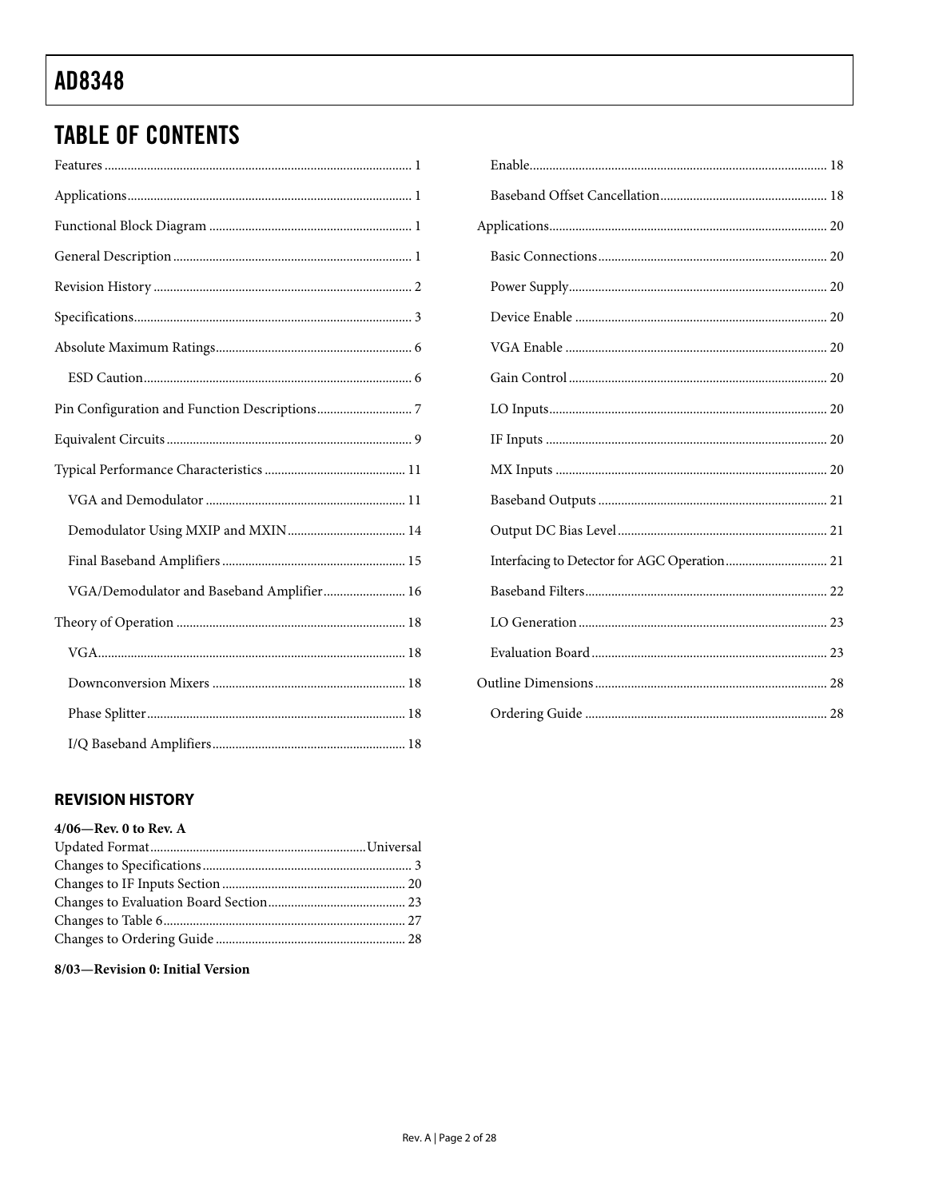## TABLE OF CONTENTS

Features ... 1
Applications ... 1
Functional Block Diagram ... 1
General Description ... 1
Revision History ... 2
Specifications ... 3
Absolute Maximum Ratings ... 6
- ESD Caution ... 6

Pin Configuration and Function Descriptions ... 7
Equivalent Circuits ... 9
Typical Performance Characteristics ... 11
- VGA and Demodulator ... 11
- Demodulator Using MXIP and MXIN ... 14
- Final Baseband Amplifiers ... 15
- VGA/Demodulator and Baseband Amplifier ... 16

Theory of Operation ... 18
- VGA ... 18
- Downconversion Mixers ... 18
- Phase Splitter ... 18
- I/Q Baseband Amplifiers ... 18
- Enable ... 18
- Baseband Offset Cancellation ... 18

Applications ... 20
- Basic Connections ... 20
- Power Supply ... 20
- Device Enable ... 20
- VGA Enable ... 20
- Gain Control ... 20
- LO Inputs ... 20
- IF Inputs ... 20
- MX Inputs ... 20
- Baseband Outputs ... 21
- Output DC Bias Level ... 21
- Interfacing to Detector for AGC Operation ... 21
- Baseband Filters ... 22
- LO Generation ... 23
- Evaluation Board ... 23

Outline Dimensions ... 28
- Ordering Guide ... 28

### REVISION HISTORY

**4/06—Rev. 0 to Rev. A**

Updated Format ... Universal
Changes to Specifications ... 3
Changes to IF Inputs Section ... 20
Changes to Evaluation Board Section ... 23
Changes to Table 6 ... 27
Changes to Ordering Guide ... 28

**8/03—Revision 0: Initial Version**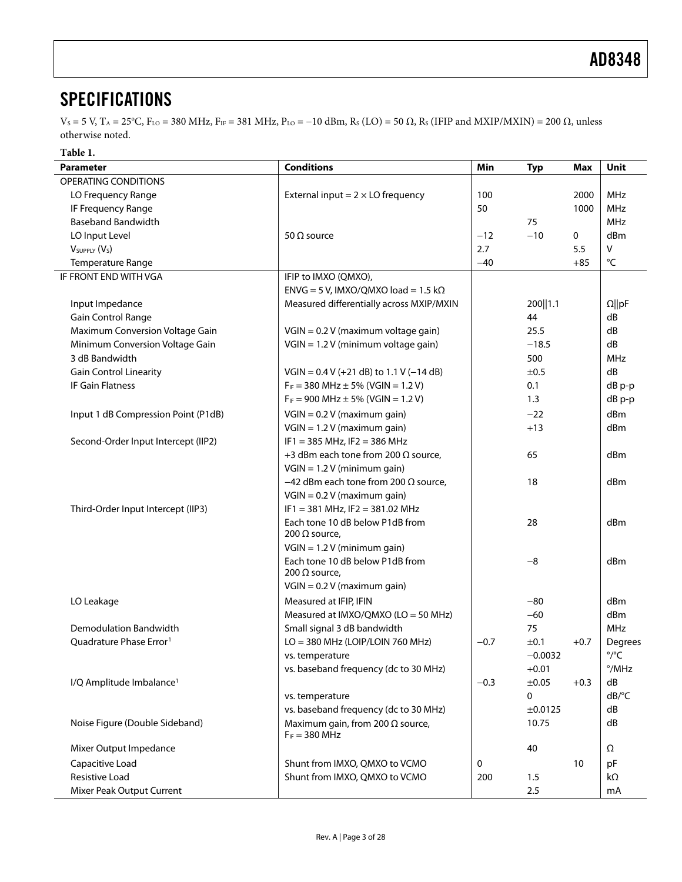# SPECIFICATIONS

$V_S$ = 5 V, $T_A$ = 25°C, $F_{LO}$ = 380 MHz, $F_{IF}$ = 381 MHz, $P_{LO}$ = −10 dBm, $R_S$ (LO) = 50 Ω, $R_S$ (IFIP and MXIP/MXIN) = 200 Ω, unless otherwise noted.

**Table 1.**

| Parameter | Conditions | Min | Typ | Max | Unit |
|---|---|---|---|---|---|
| OPERATING CONDITIONS | | | | | |
| LO Frequency Range | External input = 2 × LO frequency | 100 | | 2000 | MHz |
| IF Frequency Range | | 50 | | 1000 | MHz |
| Baseband Bandwidth | | | 75 | | MHz |
| LO Input Level | 50 Ω source | −12 | −10 | 0 | dBm |
| $V_{SUPPLY}$ ($V_S$) | | 2.7 | | 5.5 | V |
| Temperature Range | | −40 | | +85 | °C |
| IF FRONT END WITH VGA | IFIP to IMXO (QMXO), ENVG = 5 V, IMXO/QMXO load = 1.5 kΩ | | | | |
| Input Impedance | Measured differentially across MXIP/MXIN | | 200‖1.1 | | Ω‖pF |
| Gain Control Range | | | 44 | | dB |
| Maximum Conversion Voltage Gain | VGIN = 0.2 V (maximum voltage gain) | | 25.5 | | dB |
| Minimum Conversion Voltage Gain | VGIN = 1.2 V (minimum voltage gain) | | −18.5 | | dB |
| 3 dB Bandwidth | | | 500 | | MHz |
| Gain Control Linearity | VGIN = 0.4 V (+21 dB) to 1.1 V (−14 dB) | | ±0.5 | | dB |
| IF Gain Flatness | $F_{IF}$ = 380 MHz ± 5% (VGIN = 1.2 V) | | 0.1 | | dB p-p |
| | $F_{IF}$ = 900 MHz ± 5% (VGIN = 1.2 V) | | 1.3 | | dB p-p |
| Input 1 dB Compression Point (P1dB) | VGIN = 0.2 V (maximum gain) | | −22 | | dBm |
| | VGIN = 1.2 V (maximum gain) | | +13 | | dBm |
| Second-Order Input Intercept (IIP2) | IF1 = 385 MHz, IF2 = 386 MHz | | | | |
| | +3 dBm each tone from 200 Ω source, VGIN = 1.2 V (minimum gain) | | 65 | | dBm |
| | −42 dBm each tone from 200 Ω source, VGIN = 0.2 V (maximum gain) | | 18 | | dBm |
| Third-Order Input Intercept (IIP3) | IF1 = 381 MHz, IF2 = 381.02 MHz | | | | |
| | Each tone 10 dB below P1dB from 200 Ω source, VGIN = 1.2 V (minimum gain) | | 28 | | dBm |
| | Each tone 10 dB below P1dB from 200 Ω source, VGIN = 0.2 V (maximum gain) | | −8 | | dBm |
| LO Leakage | Measured at IFIP, IFIN | | −80 | | dBm |
| | Measured at IMXO/QMXO (LO = 50 MHz) | | −60 | | dBm |
| Demodulation Bandwidth | Small signal 3 dB bandwidth | | 75 | | MHz |
| Quadrature Phase Error[1] | LO = 380 MHz (LOIP/LOIN 760 MHz) | −0.7 | ±0.1 | +0.7 | Degrees |
| | vs. temperature | | −0.0032 | | °/°C |
| | vs. baseband frequency (dc to 30 MHz) | | +0.01 | | °/MHz |
| I/Q Amplitude Imbalance[1] | | −0.3 | ±0.05 | +0.3 | dB |
| | vs. temperature | | 0 | | dB/°C |
| | vs. baseband frequency (dc to 30 MHz) | | ±0.0125 | | dB |
| Noise Figure (Double Sideband) | Maximum gain, from 200 Ω source, $F_{IF}$ = 380 MHz | | 10.75 | | dB |
| Mixer Output Impedance | | | 40 | | Ω |
| Capacitive Load | Shunt from IMXO, QMXO to VCMO | 0 | | 10 | pF |
| Resistive Load | Shunt from IMXO, QMXO to VCMO | 200 | 1.5 | | kΩ |
| Mixer Peak Output Current | | | 2.5 | | mA |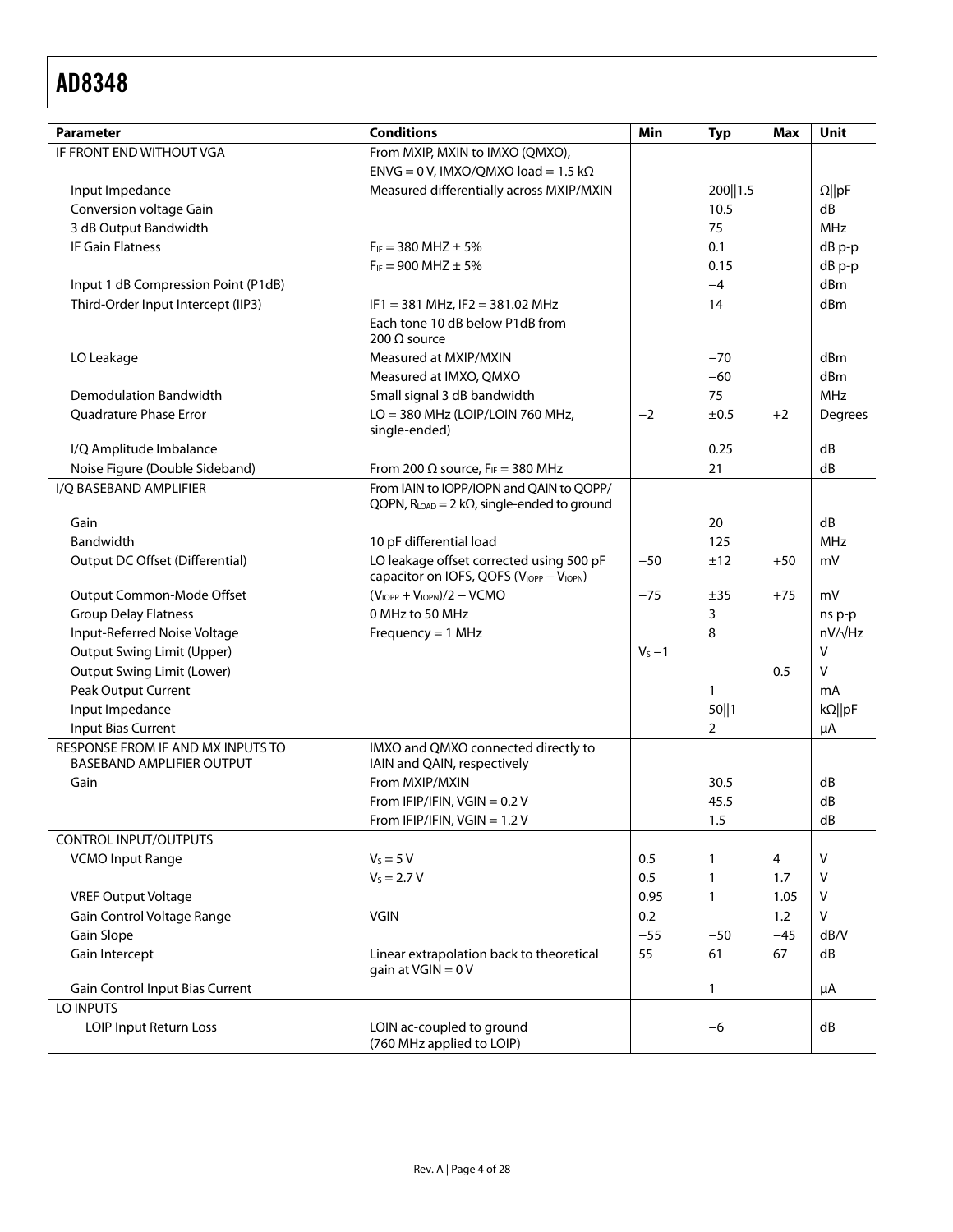| Parameter | Conditions | Min | Typ | Max | Unit |
|---|---|---|---|---|---|
| IF FRONT END WITHOUT VGA | From MXIP, MXIN to IMXO (QMXO), ENVG = 0 V, IMXO/QMXO load = 1.5 kΩ | | | | |
| Input Impedance | Measured differentially across MXIP/MXIN | | 200‖1.5 | | Ω‖pF |
| Conversion voltage Gain | | | 10.5 | | dB |
| 3 dB Output Bandwidth | | | 75 | | MHz |
| IF Gain Flatness | $F_{IF}$ = 380 MHZ ± 5% | | 0.1 | | dB p-p |
| | $F_{IF}$ = 900 MHZ ± 5% | | 0.15 | | dB p-p |
| Input 1 dB Compression Point (P1dB) | | | −4 | | dBm |
| Third-Order Input Intercept (IIP3) | IF1 = 381 MHz, IF2 = 381.02 MHz | | 14 | | dBm |
| | Each tone 10 dB below P1dB from 200 Ω source | | | | |
| LO Leakage | Measured at MXIP/MXIN | | −70 | | dBm |
| | Measured at IMXO, QMXO | | −60 | | dBm |
| Demodulation Bandwidth | Small signal 3 dB bandwidth | | 75 | | MHz |
| Quadrature Phase Error | LO = 380 MHz (LOIP/LOIN 760 MHz, single-ended) | −2 | ±0.5 | +2 | Degrees |
| I/Q Amplitude Imbalance | | | 0.25 | | dB |
| Noise Figure (Double Sideband) | From 200 Ω source, $F_{IF}$ = 380 MHz | | 21 | | dB |
| I/Q BASEBAND AMPLIFIER | From IAIN to IOPP/IOPN and QAIN to QOPP/QOPN, $R_{LOAD}$ = 2 kΩ, single-ended to ground | | | | |
| Gain | | | 20 | | dB |
| Bandwidth | 10 pF differential load | | 125 | | MHz |
| Output DC Offset (Differential) | LO leakage offset corrected using 500 pF capacitor on IOFS, QOFS ($V_{IOPP} - V_{IOPN}$) | −50 | ±12 | +50 | mV |
| Output Common-Mode Offset | $(V_{IOPP} + V_{IOPN})/2 - \text{VCMO}$ | −75 | ±35 | +75 | mV |
| Group Delay Flatness | 0 MHz to 50 MHz | | 3 | | ns p-p |
| Input-Referred Noise Voltage | Frequency = 1 MHz | | 8 | | nV/√Hz |
| Output Swing Limit (Upper) | | $V_S - 1$ | | | V |
| Output Swing Limit (Lower) | | | | 0.5 | V |
| Peak Output Current | | | 1 | | mA |
| Input Impedance | | | 50‖1 | | kΩ‖pF |
| Input Bias Current | | | 2 | | μA |
| RESPONSE FROM IF AND MX INPUTS TO BASEBAND AMPLIFIER OUTPUT | IMXO and QMXO connected directly to IAIN and QAIN, respectively | | | | |
| Gain | From MXIP/MXIN | | 30.5 | | dB |
| | From IFIP/IFIN, VGIN = 0.2 V | | 45.5 | | dB |
| | From IFIP/IFIN, VGIN = 1.2 V | | 1.5 | | dB |
| CONTROL INPUT/OUTPUTS | | | | | |
| VCMO Input Range | $V_S$ = 5 V | 0.5 | 1 | 4 | V |
| | $V_S$ = 2.7 V | 0.5 | 1 | 1.7 | V |
| VREF Output Voltage | | 0.95 | 1 | 1.05 | V |
| Gain Control Voltage Range | VGIN | 0.2 | | 1.2 | V |
| Gain Slope | | −55 | −50 | −45 | dB/V |
| Gain Intercept | Linear extrapolation back to theoretical gain at VGIN = 0 V | 55 | 61 | 67 | dB |
| Gain Control Input Bias Current | | | 1 | | μA |
| LO INPUTS | | | | | |
| LOIP Input Return Loss | LOIN ac-coupled to ground (760 MHz applied to LOIP) | | −6 | | dB |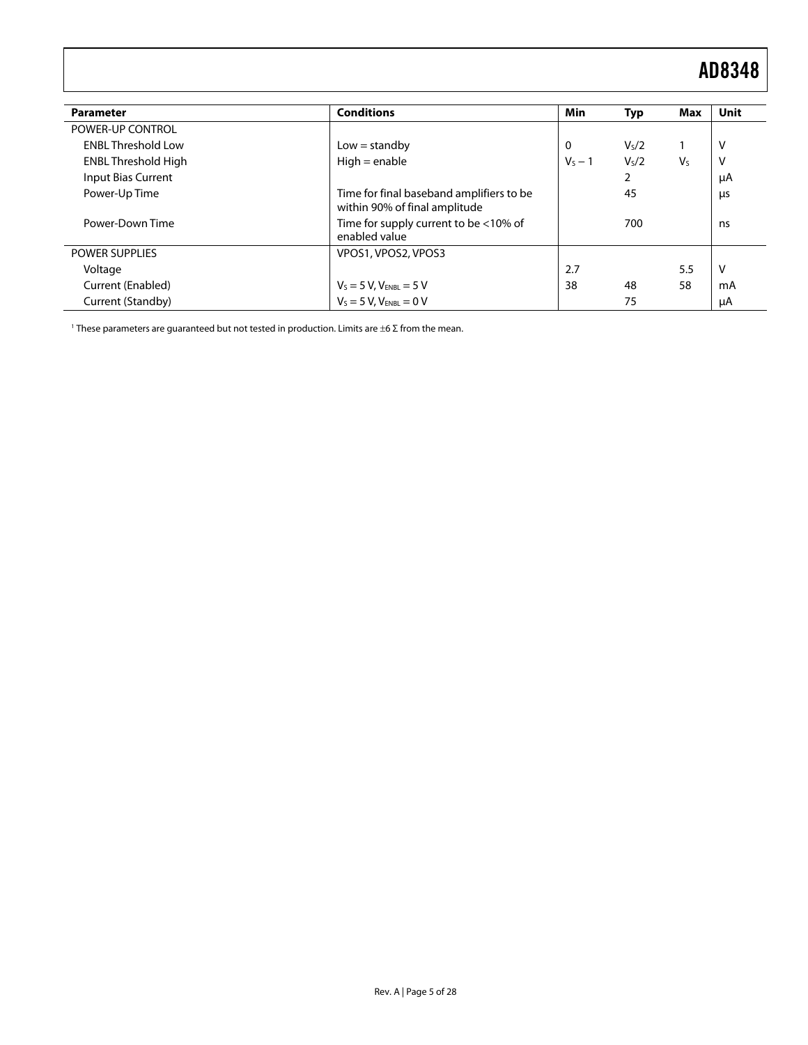| Parameter | Conditions | Min | Typ | Max | Unit |
|---|---|---|---|---|---|
| POWER-UP CONTROL | | | | | |
| ENBL Threshold Low | Low = standby | 0 | $V_S/2$ | 1 | V |
| ENBL Threshold High | High = enable | $V_S - 1$ | $V_S/2$ | $V_S$ | V |
| Input Bias Current | | | 2 | | μA |
| Power-Up Time | Time for final baseband amplifiers to be within 90% of final amplitude | | 45 | | μs |
| Power-Down Time | Time for supply current to be <10% of enabled value | | 700 | | ns |
| POWER SUPPLIES | VPOS1, VPOS2, VPOS3 | | | | |
| Voltage | | 2.7 | | 5.5 | V |
| Current (Enabled) | $V_S = 5$ V, $V_{ENBL} = 5$ V | 38 | 48 | 58 | mA |
| Current (Standby) | $V_S = 5$ V, $V_{ENBL} = 0$ V | | 75 | | μA |

[1] These parameters are guaranteed but not tested in production. Limits are ±6 Σ from the mean.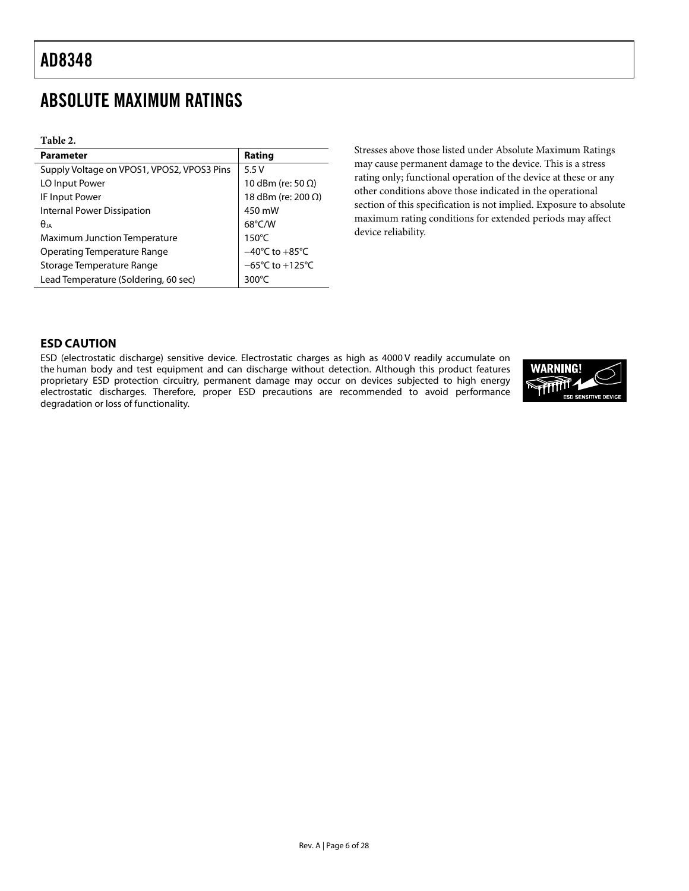# ABSOLUTE MAXIMUM RATINGS

**Table 2.**

| Parameter | Rating |
|---|---|
| Supply Voltage on VPOS1, VPOS2, VPOS3 Pins | 5.5 V |
| LO Input Power | 10 dBm (re: 50 Ω) |
| IF Input Power | 18 dBm (re: 200 Ω) |
| Internal Power Dissipation | 450 mW |
| $\theta_{JA}$ | 68°C/W |
| Maximum Junction Temperature | 150°C |
| Operating Temperature Range | −40°C to +85°C |
| Storage Temperature Range | −65°C to +125°C |
| Lead Temperature (Soldering, 60 sec) | 300°C |

Stresses above those listed under Absolute Maximum Ratings may cause permanent damage to the device. This is a stress rating only; functional operation of the device at these or any other conditions above those indicated in the operational section of this specification is not implied. Exposure to absolute maximum rating conditions for extended periods may affect device reliability.

### ESD CAUTION

ESD (electrostatic discharge) sensitive device. Electrostatic charges as high as 4000 V readily accumulate on the human body and test equipment and can discharge without detection. Although this product features proprietary ESD protection circuitry, permanent damage may occur on devices subjected to high energy electrostatic discharges. Therefore, proper ESD precautions are recommended to avoid performance degradation or loss of functionality.

WARNING! ESD SENSITIVE DEVICE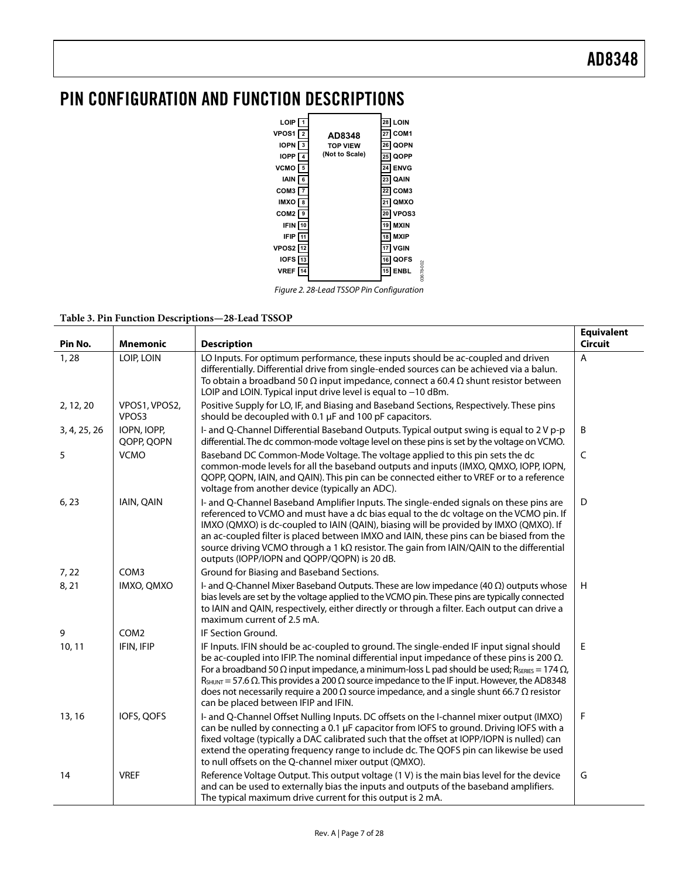# PIN CONFIGURATION AND FUNCTION DESCRIPTIONS

| | | | |
|---|---|---|---|
| LOIP | 1 | 28 | LOIN |
| VPOS1 | 2 | 27 | COM1 |
| IOPN | 3 | 26 | QOPN |
| IOPP | 4 | 25 | QOPP |
| VCMO | 5 | 24 | ENVG |
| IAIN | 6 | 23 | QAIN |
| COM3 | 7 | 22 | COM3 |
| IMXO | 8 | 21 | QMXO |
| COM2 | 9 | 20 | VPOS3 |
| IFIN | 10 | 19 | MXIN |
| IFIP | 11 | 18 | MXIP |
| VPOS2 | 12 | 17 | VGIN |
| IOFS | 13 | 16 | QOFS |
| VREF | 14 | 15 | ENBL |

AD8348 TOP VIEW (Not to Scale)

*Figure 2. 28-Lead TSSOP Pin Configuration*

**Table 3. Pin Function Descriptions—28-Lead TSSOP**

| Pin No. | Mnemonic | Description | Equivalent Circuit |
|---|---|---|---|
| 1, 28 | LOIP, LOIN | LO Inputs. For optimum performance, these inputs should be ac-coupled and driven differentially. Differential drive from single-ended sources can be achieved via a balun. To obtain a broadband 50 Ω input impedance, connect a 60.4 Ω shunt resistor between LOIP and LOIN. Typical input drive level is equal to −10 dBm. | A |
| 2, 12, 20 | VPOS1, VPOS2, VPOS3 | Positive Supply for LO, IF, and Biasing and Baseband Sections, Respectively. These pins should be decoupled with 0.1 µF and 100 pF capacitors. | |
| 3, 4, 25, 26 | IOPN, IOPP, QOPP, QOPN | I- and Q-Channel Differential Baseband Outputs. Typical output swing is equal to 2 V p-p differential. The dc common-mode voltage level on these pins is set by the voltage on VCMO. | B |
| 5 | VCMO | Baseband DC Common-Mode Voltage. The voltage applied to this pin sets the dc common-mode levels for all the baseband outputs and inputs (IMXO, QMXO, IOPP, IOPN, QOPP, QOPN, IAIN, and QAIN). This pin can be connected either to VREF or to a reference voltage from another device (typically an ADC). | C |
| 6, 23 | IAIN, QAIN | I- and Q-Channel Baseband Amplifier Inputs. The single-ended signals on these pins are referenced to VCMO and must have a dc bias equal to the dc voltage on the VCMO pin. If IMXO (QMXO) is dc-coupled to IAIN (QAIN), biasing will be provided by IMXO (QMXO). If an ac-coupled filter is placed between IMXO and IAIN, these pins can be biased from the source driving VCMO through a 1 kΩ resistor. The gain from IAIN/QAIN to the differential outputs (IOPP/IOPN and QOPP/QOPN) is 20 dB. | D |
| 7, 22 | COM3 | Ground for Biasing and Baseband Sections. | |
| 8, 21 | IMXO, QMXO | I- and Q-Channel Mixer Baseband Outputs. These are low impedance (40 Ω) outputs whose bias levels are set by the voltage applied to the VCMO pin. These pins are typically connected to IAIN and QAIN, respectively, either directly or through a filter. Each output can drive a maximum current of 2.5 mA. | H |
| 9 | COM2 | IF Section Ground. | |
| 10, 11 | IFIN, IFIP | IF Inputs. IFIN should be ac-coupled to ground. The single-ended IF input signal should be ac-coupled into IFIP. The nominal differential input impedance of these pins is 200 Ω. For a broadband 50 Ω input impedance, a minimum-loss L pad should be used; $R_{SERIES}$ = 174 Ω, $R_{SHUNT}$ = 57.6 Ω. This provides a 200 Ω source impedance to the IF input. However, the AD8348 does not necessarily require a 200 Ω source impedance, and a single shunt 66.7 Ω resistor can be placed between IFIP and IFIN. | E |
| 13, 16 | IOFS, QOFS | I- and Q-Channel Offset Nulling Inputs. DC offsets on the I-channel mixer output (IMXO) can be nulled by connecting a 0.1 µF capacitor from IOFS to ground. Driving IOFS with a fixed voltage (typically a DAC calibrated such that the offset at IOPP/IOPN is nulled) can extend the operating frequency range to include dc. The QOFS pin can likewise be used to null offsets on the Q-channel mixer output (QMXO). | F |
| 14 | VREF | Reference Voltage Output. This output voltage (1 V) is the main bias level for the device and can be used to externally bias the inputs and outputs of the baseband amplifiers. The typical maximum drive current for this output is 2 mA. | G |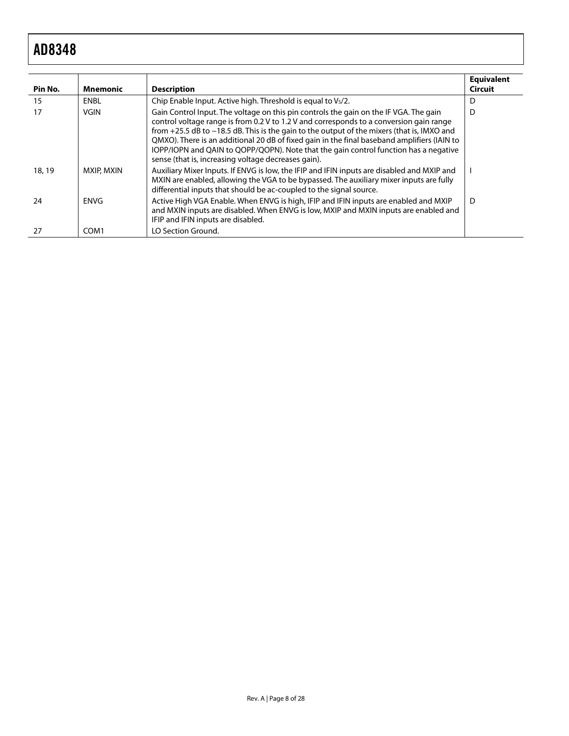| Pin No. | Mnemonic | Description | Equivalent Circuit |
|---|---|---|---|
| 15 | ENBL | Chip Enable Input. Active high. Threshold is equal to $V_S/2$. | D |
| 17 | VGIN | Gain Control Input. The voltage on this pin controls the gain on the IF VGA. The gain control voltage range is from 0.2 V to 1.2 V and corresponds to a conversion gain range from +25.5 dB to −18.5 dB. This is the gain to the output of the mixers (that is, IMXO and QMXO). There is an additional 20 dB of fixed gain in the final baseband amplifiers (IAIN to IOPP/IOPN and QAIN to QOPP/QOPN). Note that the gain control function has a negative sense (that is, increasing voltage decreases gain). | D |
| 18, 19 | MXIP, MXIN | Auxiliary Mixer Inputs. If ENVG is low, the IFIP and IFIN inputs are disabled and MXIP and MXIN are enabled, allowing the VGA to be bypassed. The auxiliary mixer inputs are fully differential inputs that should be ac-coupled to the signal source. | I |
| 24 | ENVG | Active High VGA Enable. When ENVG is high, IFIP and IFIN inputs are enabled and MXIP and MXIN inputs are disabled. When ENVG is low, MXIP and MXIN inputs are enabled and IFIP and IFIN inputs are disabled. | D |
| 27 | COM1 | LO Section Ground. | |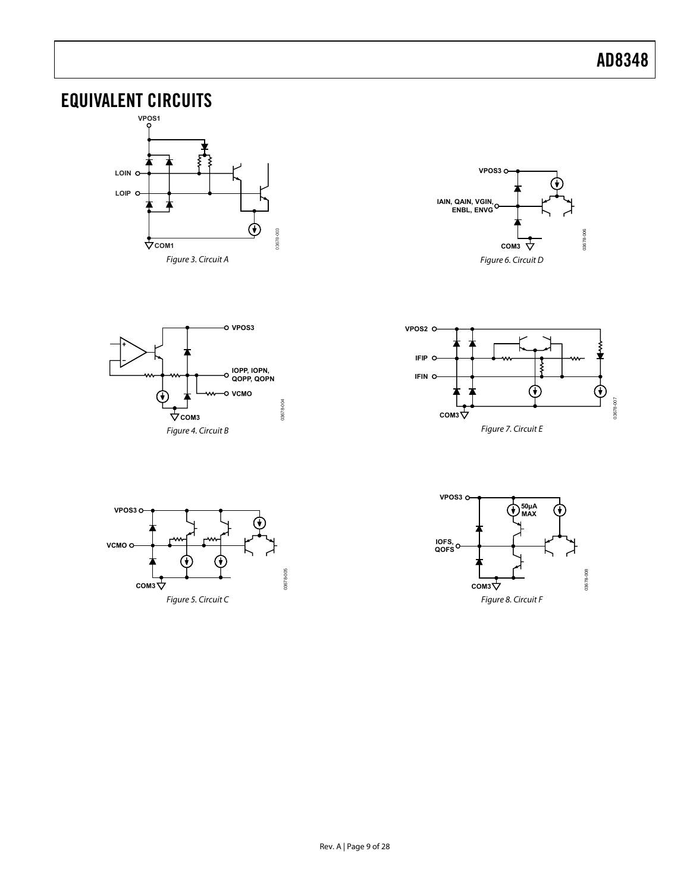## EQUIVALENT CIRCUITS

Figure 3. Circuit A

Figure 4. Circuit B

Figure 5. Circuit C

Figure 6. Circuit D

Figure 7. Circuit E

Figure 8. Circuit F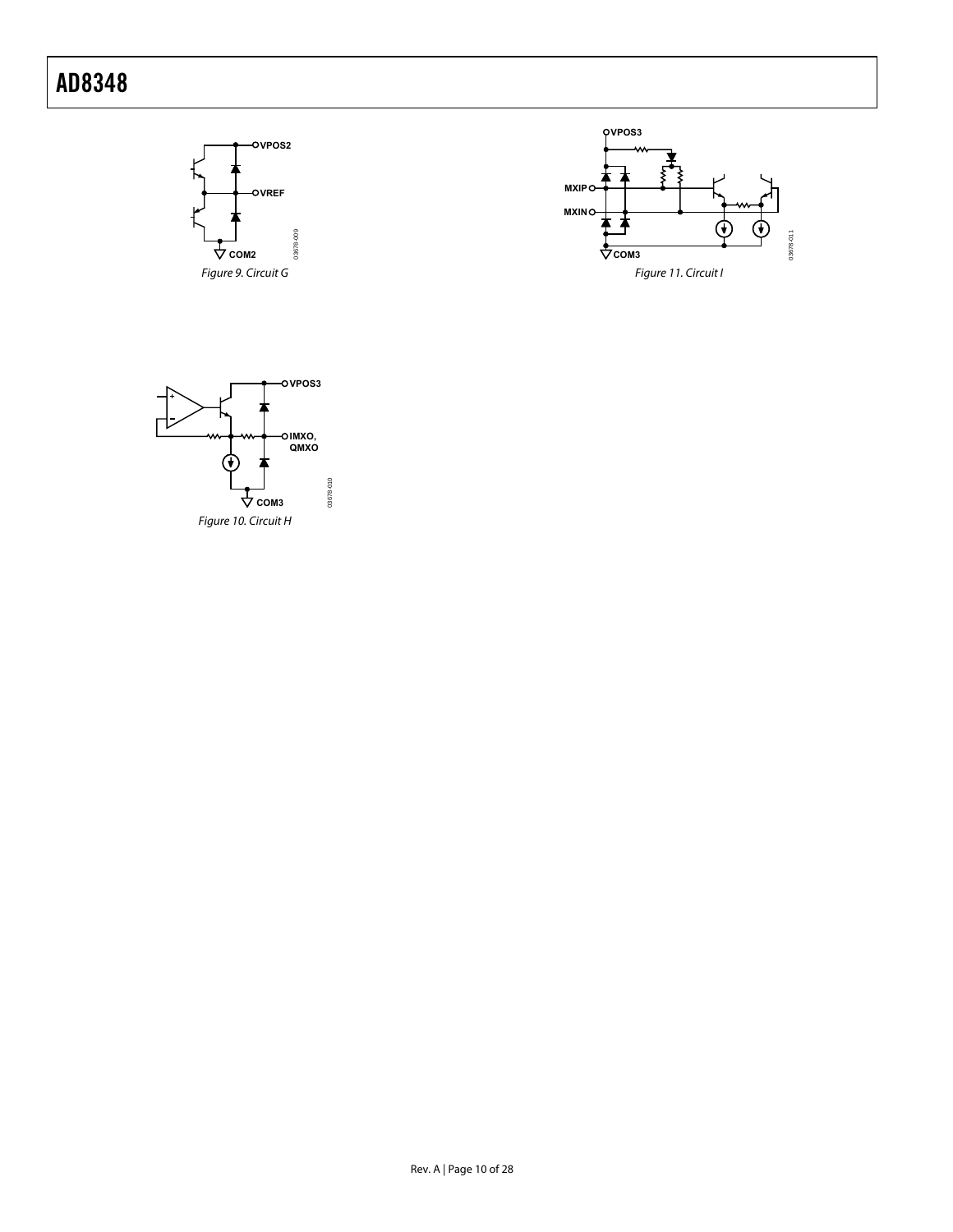Figure 9. Circuit G

Figure 11. Circuit I

Figure 10. Circuit H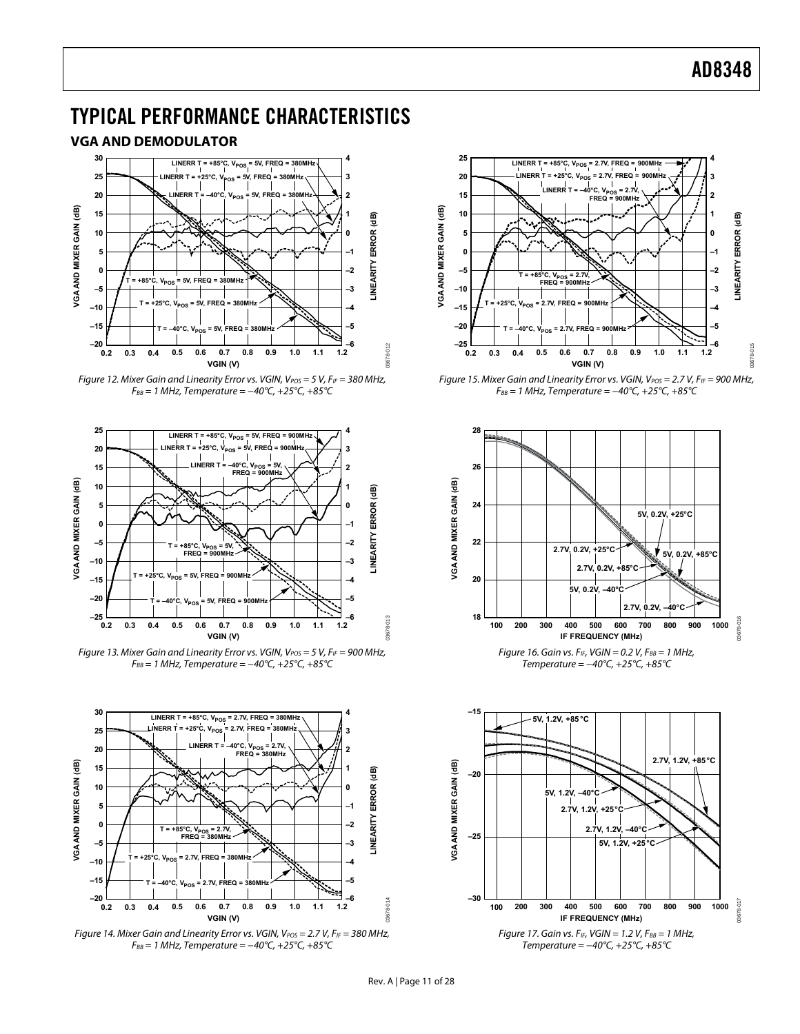# TYPICAL PERFORMANCE CHARACTERISTICS

## VGA AND DEMODULATOR

Figure 12. Mixer Gain and Linearity Error vs. VGIN, $V_{POS}$ = 5 V, $F_{IF}$ = 380 MHz, $F_{BB}$ = 1 MHz, Temperature = −40°C, +25°C, +85°C

Figure 13. Mixer Gain and Linearity Error vs. VGIN, $V_{POS}$ = 5 V, $F_{IF}$ = 900 MHz, $F_{BB}$ = 1 MHz, Temperature = −40°C, +25°C, +85°C

Figure 14. Mixer Gain and Linearity Error vs. VGIN, $V_{POS}$ = 2.7 V, $F_{IF}$ = 380 MHz, $F_{BB}$ = 1 MHz, Temperature = −40°C, +25°C, +85°C

Figure 15. Mixer Gain and Linearity Error vs. VGIN, $V_{POS}$ = 2.7 V, $F_{IF}$ = 900 MHz, $F_{BB}$ = 1 MHz, Temperature = −40°C, +25°C, +85°C

Figure 16. Gain vs. $F_{IF}$, VGIN = 0.2 V, $F_{BB}$ = 1 MHz, Temperature = −40°C, +25°C, +85°C

Figure 17. Gain vs. $F_{IF}$, VGIN = 1.2 V, $F_{BB}$ = 1 MHz, Temperature = −40°C, +25°C, +85°C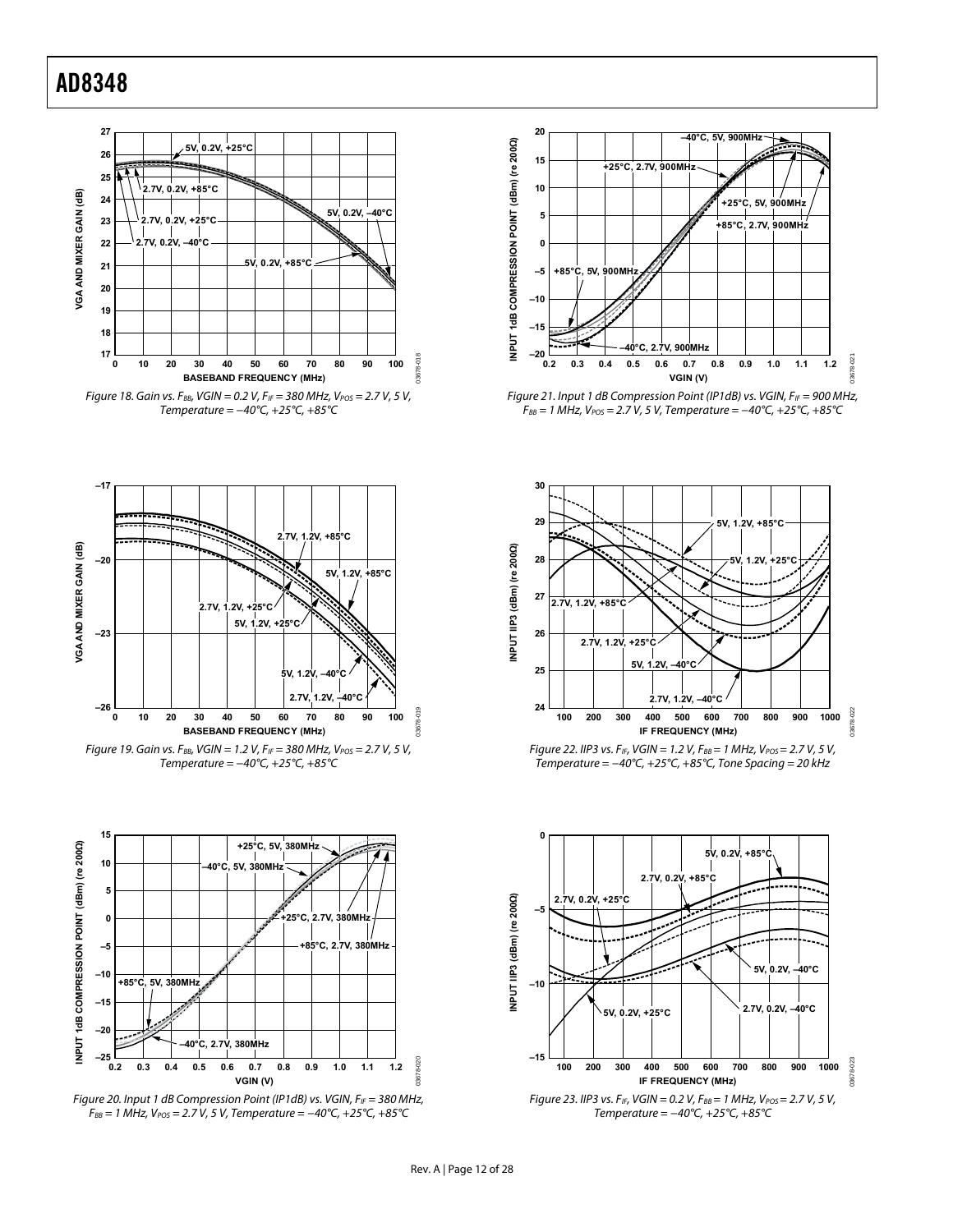Figure 18. Gain vs. $F_{BB}$, VGIN = 0.2 V, $F_{IF}$ = 380 MHz, $V_{POS}$ = 2.7 V, 5 V, Temperature = −40°C, +25°C, +85°C

Figure 19. Gain vs. $F_{BB}$, VGIN = 1.2 V, $F_{IF}$ = 380 MHz, $V_{POS}$ = 2.7 V, 5 V, Temperature = −40°C, +25°C, +85°C

Figure 20. Input 1 dB Compression Point (IP1dB) vs. VGIN, $F_{IF}$ = 380 MHz, $F_{BB}$ = 1 MHz, $V_{POS}$ = 2.7 V, 5 V, Temperature = −40°C, +25°C, +85°C

Figure 21. Input 1 dB Compression Point (IP1dB) vs. VGIN, $F_{IF}$ = 900 MHz, $F_{BB}$ = 1 MHz, $V_{POS}$ = 2.7 V, 5 V, Temperature = −40°C, +25°C, +85°C

Figure 22. IIP3 vs. $F_{IF}$, VGIN = 1.2 V, $F_{BB}$ = 1 MHz, $V_{POS}$ = 2.7 V, 5 V, Temperature = −40°C, +25°C, +85°C, Tone Spacing = 20 kHz

Figure 23. IIP3 vs. $F_{IF}$, VGIN = 0.2 V, $F_{BB}$ = 1 MHz, $V_{POS}$ = 2.7 V, 5 V, Temperature = −40°C, +25°C, +85°C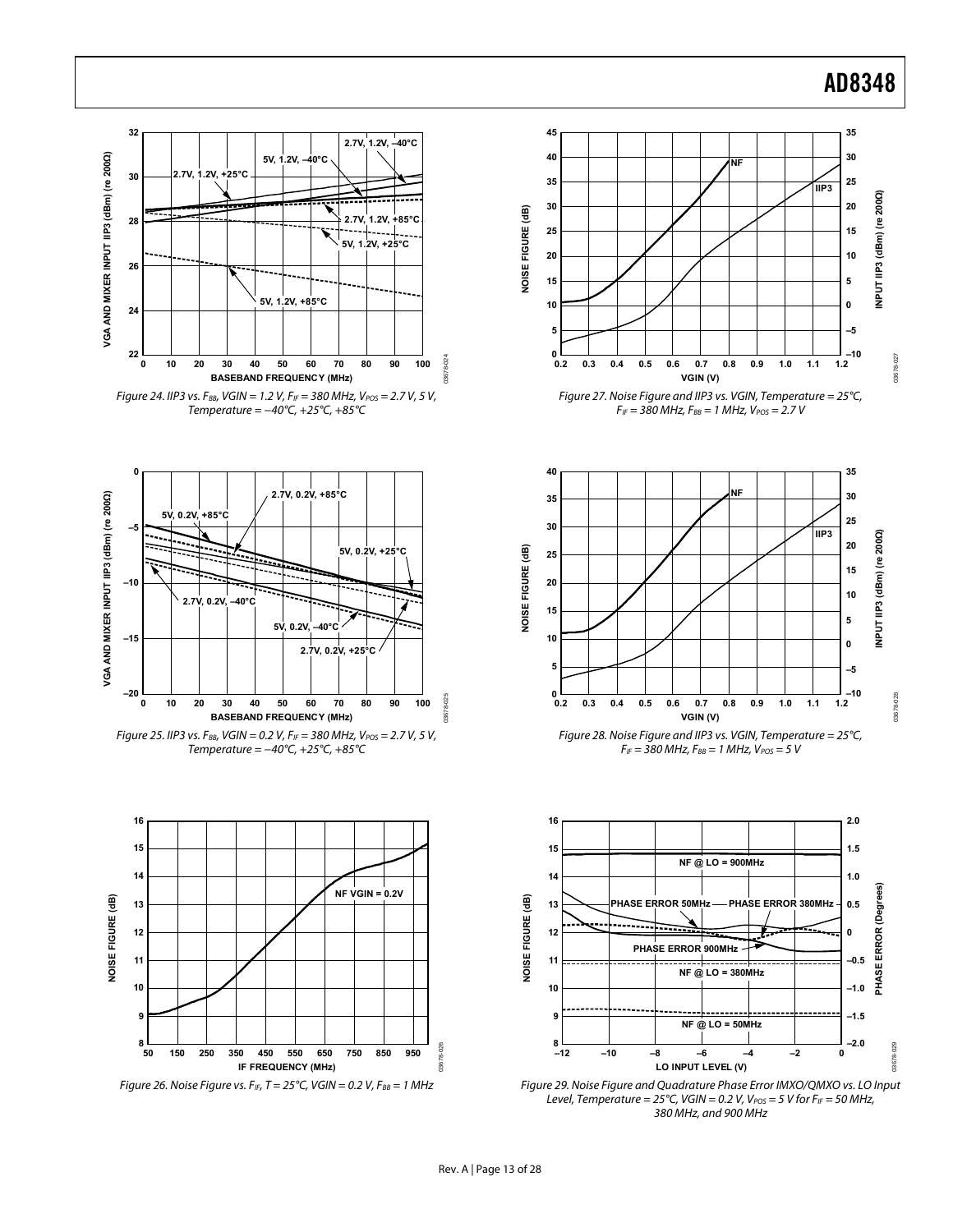Figure 24. IIP3 vs. $F_{BB}$, VGIN = 1.2 V, $F_{IF}$ = 380 MHz, $V_{POS}$ = 2.7 V, 5 V, Temperature = −40°C, +25°C, +85°C

Figure 25. IIP3 vs. $F_{BB}$, VGIN = 0.2 V, $F_{IF}$ = 380 MHz, $V_{POS}$ = 2.7 V, 5 V, Temperature = −40°C, +25°C, +85°C

Figure 26. Noise Figure vs. $F_{IF}$, T = 25°C, VGIN = 0.2 V, $F_{BB}$ = 1 MHz

Figure 27. Noise Figure and IIP3 vs. VGIN, Temperature = 25°C, $F_{IF}$ = 380 MHz, $F_{BB}$ = 1 MHz, $V_{POS}$ = 2.7 V

Figure 28. Noise Figure and IIP3 vs. VGIN, Temperature = 25°C, $F_{IF}$ = 380 MHz, $F_{BB}$ = 1 MHz, $V_{POS}$ = 5 V

Figure 29. Noise Figure and Quadrature Phase Error IMXO/QMXO vs. LO Input Level, Temperature = 25°C, VGIN = 0.2 V, $V_{POS}$ = 5 V for $F_{IF}$ = 50 MHz, 380 MHz, and 900 MHz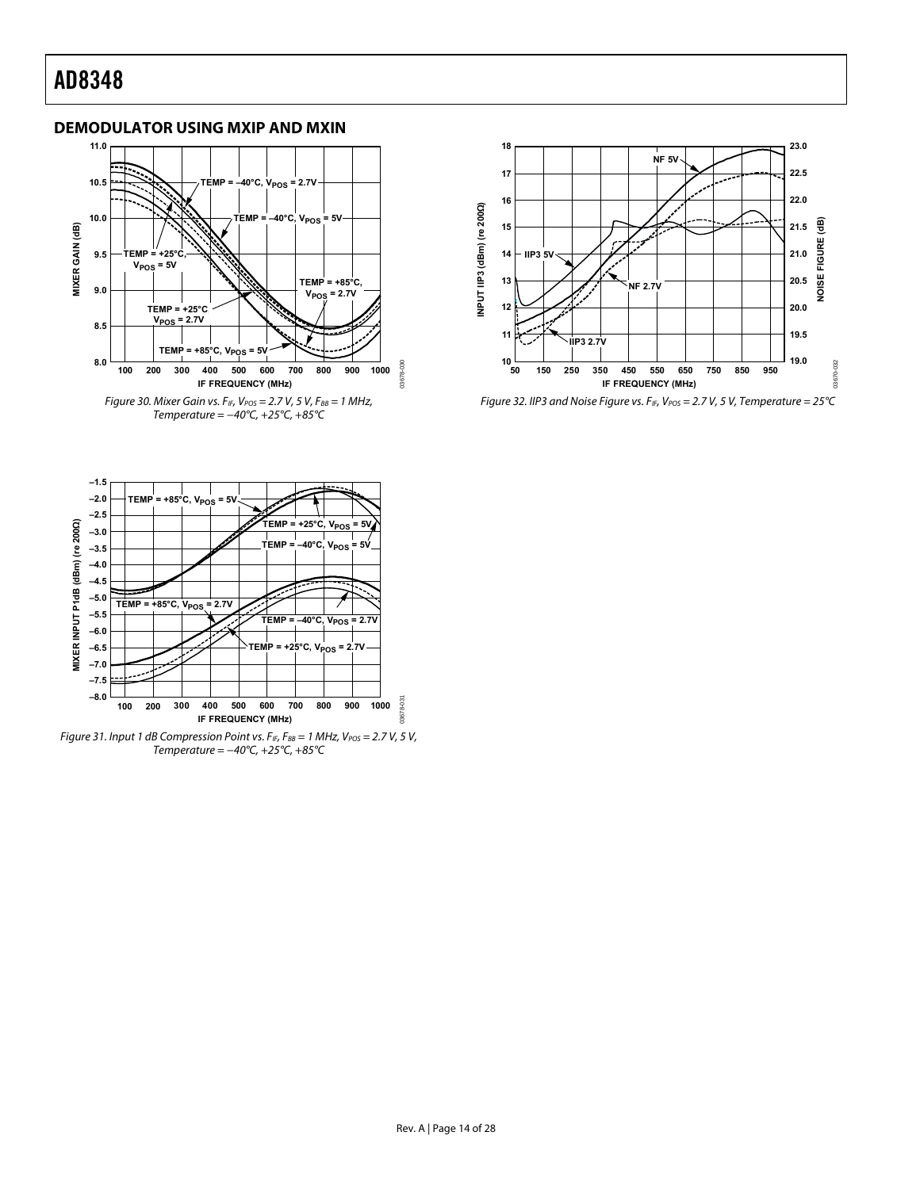## DEMODULATOR USING MXIP AND MXIN

Figure 30. Mixer Gain vs. $F_{IF}$, $V_{POS}$ = 2.7 V, 5 V, $F_{BB}$ = 1 MHz, Temperature = −40°C, +25°C, +85°C

Figure 31. Input 1 dB Compression Point vs. $F_{IF}$, $F_{BB}$ = 1 MHz, $V_{POS}$ = 2.7 V, 5 V, Temperature = −40°C, +25°C, +85°C

Figure 32. IIP3 and Noise Figure vs. $F_{IF}$, $V_{POS}$ = 2.7 V, 5 V, Temperature = 25°C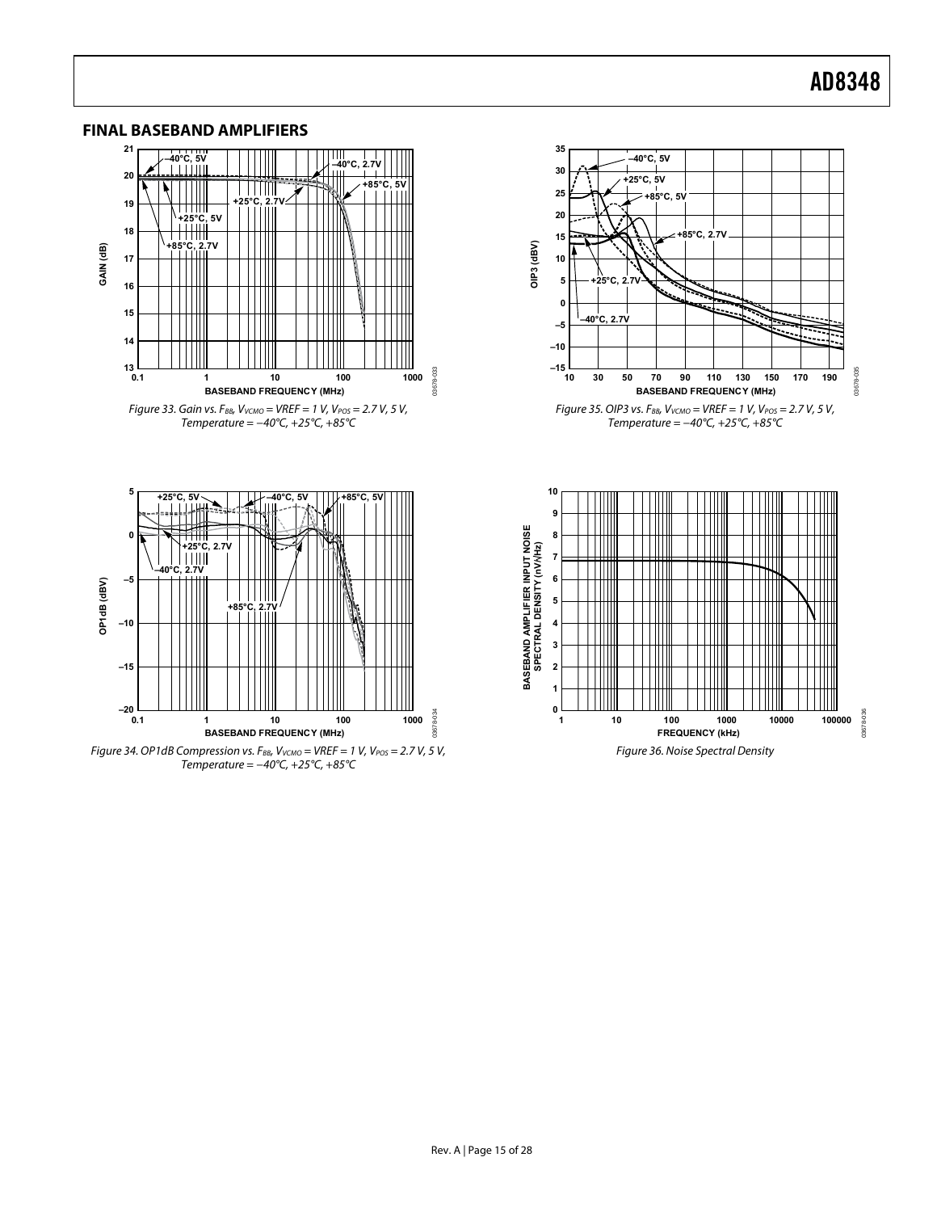## FINAL BASEBAND AMPLIFIERS

Figure 33. Gain vs. $F_{BB}$, $V_{VCMO}$ = VREF = 1 V, $V_{POS}$ = 2.7 V, 5 V, Temperature = −40°C, +25°C, +85°C

Figure 34. OP1dB Compression vs. $F_{BB}$, $V_{VCMO}$ = VREF = 1 V, $V_{POS}$ = 2.7 V, 5 V, Temperature = −40°C, +25°C, +85°C

Figure 35. OIP3 vs. $F_{BB}$, $V_{VCMO}$ = VREF = 1 V, $V_{POS}$ = 2.7 V, 5 V, Temperature = −40°C, +25°C, +85°C

Figure 36. Noise Spectral Density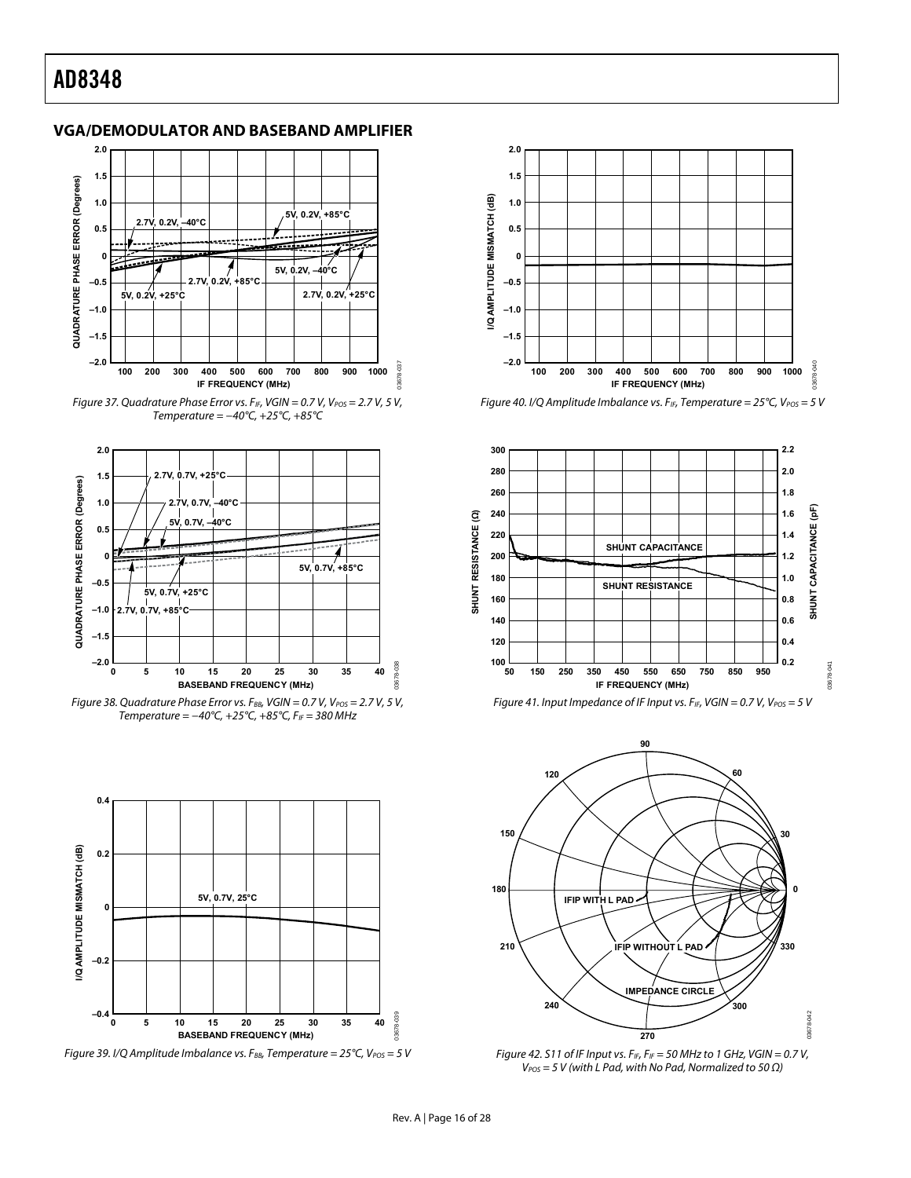## VGA/DEMODULATOR AND BASEBAND AMPLIFIER

Figure 37. Quadrature Phase Error vs. $F_{IF}$, VGIN = 0.7 V, $V_{POS}$ = 2.7 V, 5 V, Temperature = −40°C, +25°C, +85°C

Figure 38. Quadrature Phase Error vs. $F_{BB}$, VGIN = 0.7 V, $V_{POS}$ = 2.7 V, 5 V, Temperature = −40°C, +25°C, +85°C, $F_{IF}$ = 380 MHz

Figure 39. I/Q Amplitude Imbalance vs. $F_{BB}$, Temperature = 25°C, $V_{POS}$ = 5 V

Figure 40. I/Q Amplitude Imbalance vs. $F_{IF}$, Temperature = 25°C, $V_{POS}$ = 5 V

Figure 41. Input Impedance of IF Input vs. $F_{IF}$, VGIN = 0.7 V, $V_{POS}$ = 5 V

Figure 42. S11 of IF Input vs. $F_{IF}$, $F_{IF}$ = 50 MHz to 1 GHz, VGIN = 0.7 V, $V_{POS}$ = 5 V (with L Pad, with No Pad, Normalized to 50 Ω)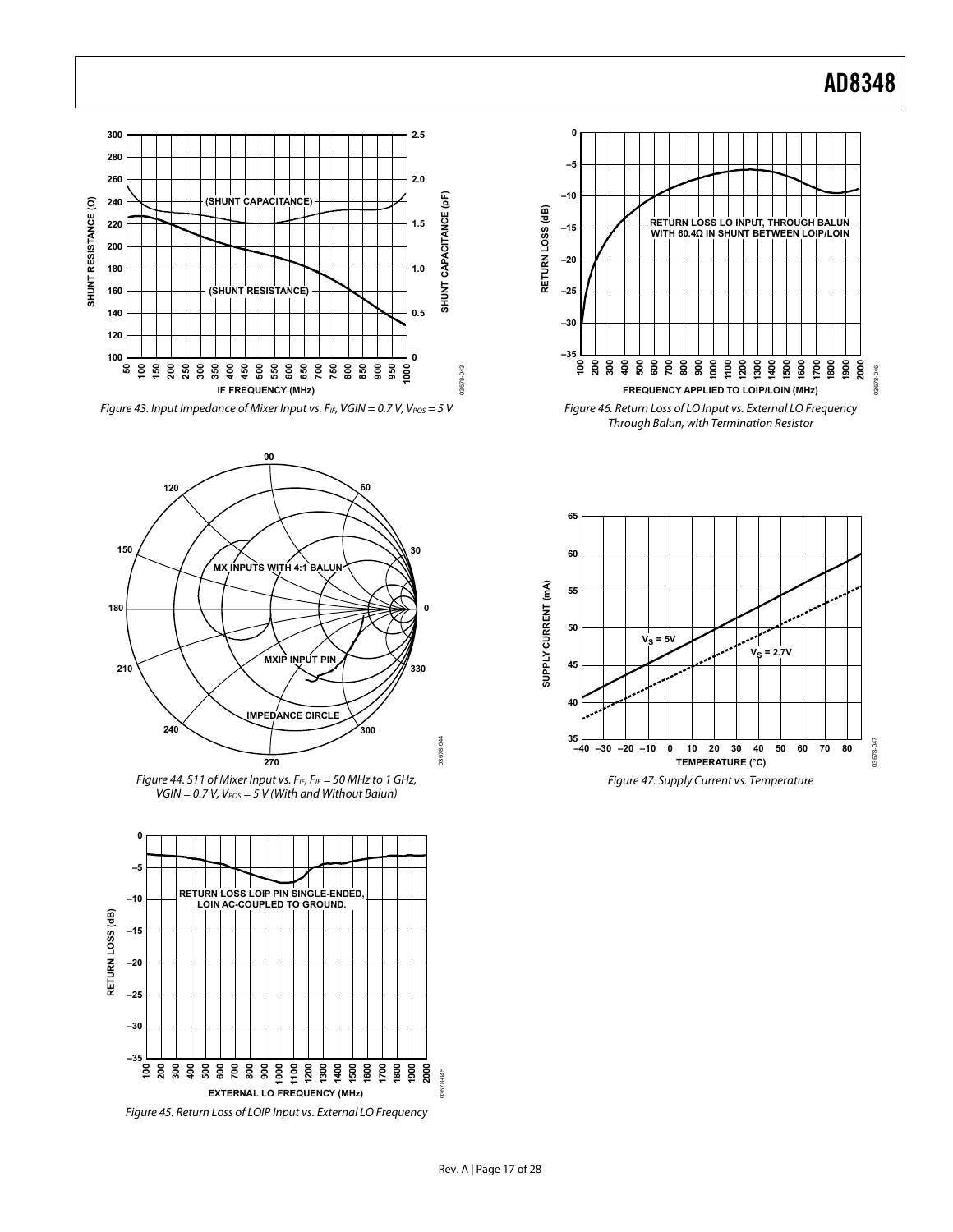Figure 43. Input Impedance of Mixer Input vs. $F_{IF}$, VGIN = 0.7 V, $V_{POS}$ = 5 V

Figure 44. S11 of Mixer Input vs. $F_{IF}$, $F_{IF}$ = 50 MHz to 1 GHz, VGIN = 0.7 V, $V_{POS}$ = 5 V (With and Without Balun)

Figure 45. Return Loss of LOIP Input vs. External LO Frequency

Figure 46. Return Loss of LO Input vs. External LO Frequency Through Balun, with Termination Resistor

Figure 47. Supply Current vs. Temperature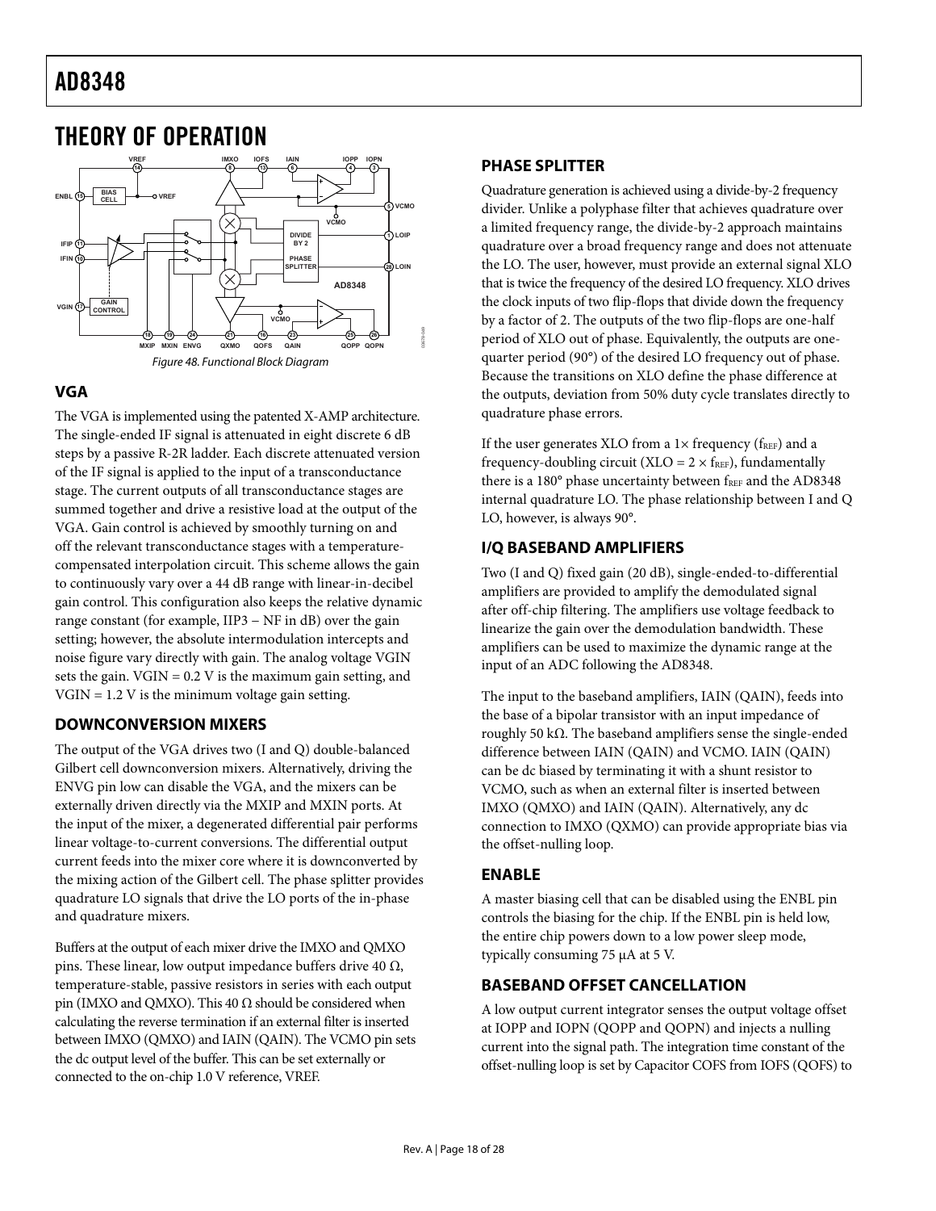# THEORY OF OPERATION

Figure 48. Functional Block Diagram

## VGA

The VGA is implemented using the patented X-AMP architecture. The single-ended IF signal is attenuated in eight discrete 6 dB steps by a passive R-2R ladder. Each discrete attenuated version of the IF signal is applied to the input of a transconductance stage. The current outputs of all transconductance stages are summed together and drive a resistive load at the output of the VGA. Gain control is achieved by smoothly turning on and off the relevant transconductance stages with a temperature-compensated interpolation circuit. This scheme allows the gain to continuously vary over a 44 dB range with linear-in-decibel gain control. This configuration also keeps the relative dynamic range constant (for example, IIP3 − NF in dB) over the gain setting; however, the absolute intermodulation intercepts and noise figure vary directly with gain. The analog voltage VGIN sets the gain. VGIN = 0.2 V is the maximum gain setting, and VGIN = 1.2 V is the minimum voltage gain setting.

## DOWNCONVERSION MIXERS

The output of the VGA drives two (I and Q) double-balanced Gilbert cell downconversion mixers. Alternatively, driving the ENVG pin low can disable the VGA, and the mixers can be externally driven directly via the MXIP and MXIN ports. At the input of the mixer, a degenerated differential pair performs linear voltage-to-current conversions. The differential output current feeds into the mixer core where it is downconverted by the mixing action of the Gilbert cell. The phase splitter provides quadrature LO signals that drive the LO ports of the in-phase and quadrature mixers.

Buffers at the output of each mixer drive the IMXO and QMXO pins. These linear, low output impedance buffers drive 40 Ω, temperature-stable, passive resistors in series with each output pin (IMXO and QMXO). This 40 Ω should be considered when calculating the reverse termination if an external filter is inserted between IMXO (QMXO) and IAIN (QAIN). The VCMO pin sets the dc output level of the buffer. This can be set externally or connected to the on-chip 1.0 V reference, VREF.

## PHASE SPLITTER

Quadrature generation is achieved using a divide-by-2 frequency divider. Unlike a polyphase filter that achieves quadrature over a limited frequency range, the divide-by-2 approach maintains quadrature over a broad frequency range and does not attenuate the LO. The user, however, must provide an external signal XLO that is twice the frequency of the desired LO frequency. XLO drives the clock inputs of two flip-flops that divide down the frequency by a factor of 2. The outputs of the two flip-flops are one-half period of XLO out of phase. Equivalently, the outputs are one-quarter period (90°) of the desired LO frequency out of phase. Because the transitions on XLO define the phase difference at the outputs, deviation from 50% duty cycle translates directly to quadrature phase errors.

If the user generates XLO from a 1× frequency ($f_{REF}$) and a frequency-doubling circuit ($XLO = 2 \times f_{REF}$), fundamentally there is a 180° phase uncertainty between $f_{REF}$ and the AD8348 internal quadrature LO. The phase relationship between I and Q LO, however, is always 90°.

## I/Q BASEBAND AMPLIFIERS

Two (I and Q) fixed gain (20 dB), single-ended-to-differential amplifiers are provided to amplify the demodulated signal after off-chip filtering. The amplifiers use voltage feedback to linearize the gain over the demodulation bandwidth. These amplifiers can be used to maximize the dynamic range at the input of an ADC following the AD8348.

The input to the baseband amplifiers, IAIN (QAIN), feeds into the base of a bipolar transistor with an input impedance of roughly 50 kΩ. The baseband amplifiers sense the single-ended difference between IAIN (QAIN) and VCMO. IAIN (QAIN) can be dc biased by terminating it with a shunt resistor to VCMO, such as when an external filter is inserted between IMXO (QMXO) and IAIN (QAIN). Alternatively, any dc connection to IMXO (QXMO) can provide appropriate bias via the offset-nulling loop.

## ENABLE

A master biasing cell that can be disabled using the ENBL pin controls the biasing for the chip. If the ENBL pin is held low, the entire chip powers down to a low power sleep mode, typically consuming 75 μA at 5 V.

## BASEBAND OFFSET CANCELLATION

A low output current integrator senses the output voltage offset at IOPP and IOPN (QOPP and QOPN) and injects a nulling current into the signal path. The integration time constant of the offset-nulling loop is set by Capacitor COFS from IOFS (QOFS) to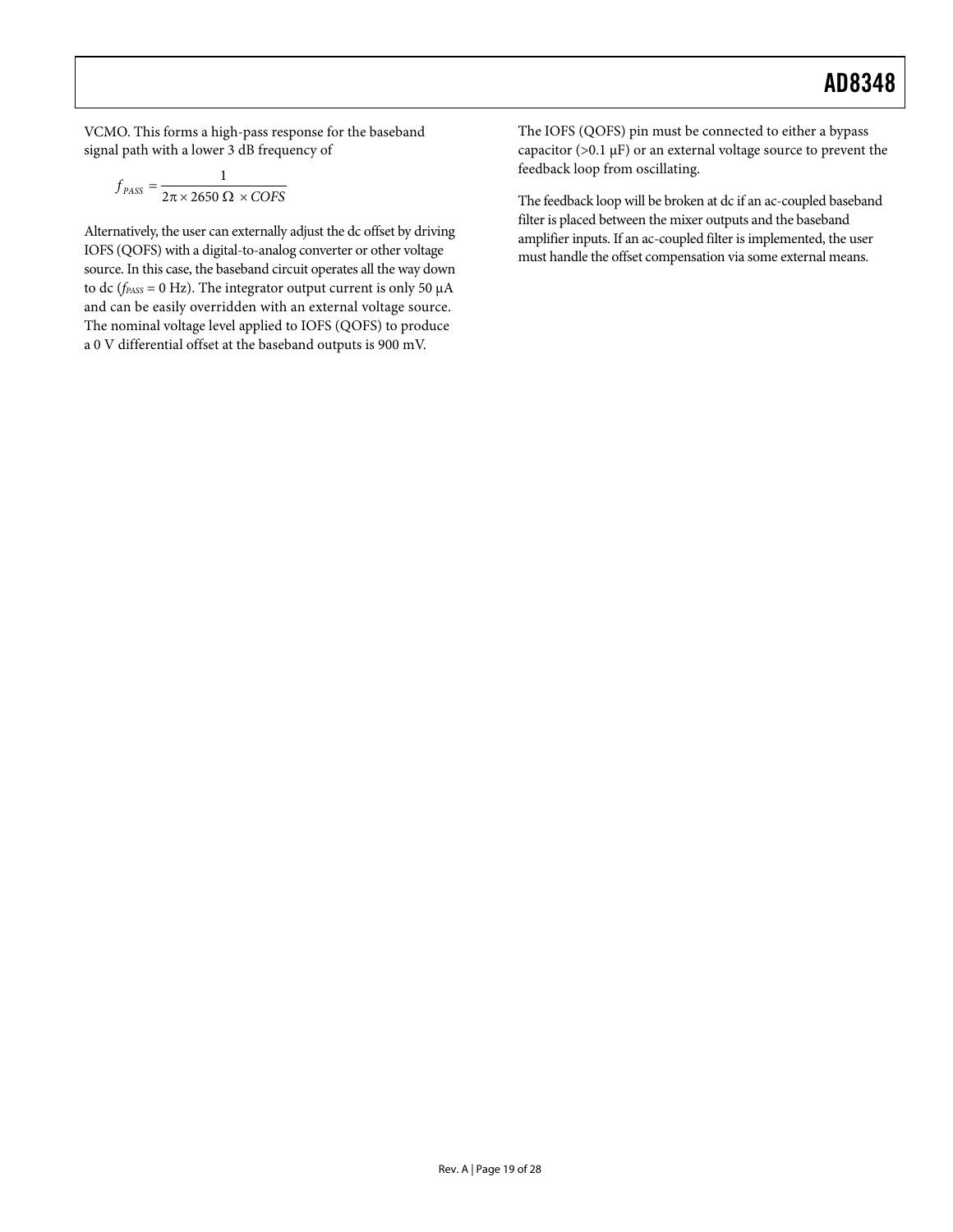VCMO. This forms a high-pass response for the baseband signal path with a lower 3 dB frequency of

$$f_{PASS} = \frac{1}{2\pi \times 2650\ \Omega\ \times COFS}$$

Alternatively, the user can externally adjust the dc offset by driving IOFS (QOFS) with a digital-to-analog converter or other voltage source. In this case, the baseband circuit operates all the way down to dc ($f_{PASS}$ = 0 Hz). The integrator output current is only 50 μA and can be easily overridden with an external voltage source. The nominal voltage level applied to IOFS (QOFS) to produce a 0 V differential offset at the baseband outputs is 900 mV.

The IOFS (QOFS) pin must be connected to either a bypass capacitor (>0.1 μF) or an external voltage source to prevent the feedback loop from oscillating.

The feedback loop will be broken at dc if an ac-coupled baseband filter is placed between the mixer outputs and the baseband amplifier inputs. If an ac-coupled filter is implemented, the user must handle the offset compensation via some external means.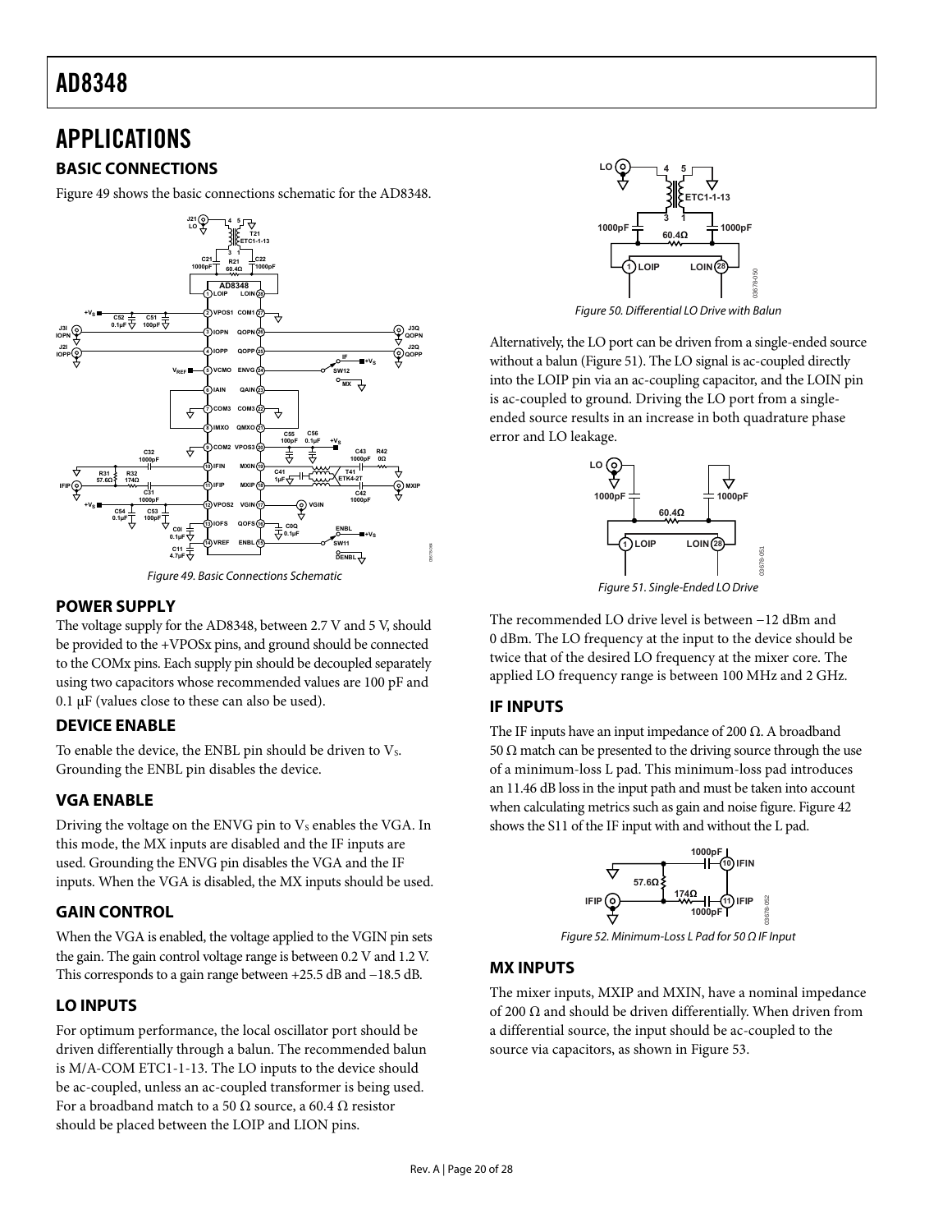# APPLICATIONS

## BASIC CONNECTIONS

Figure 49 shows the basic connections schematic for the AD8348.

Figure 49. Basic Connections Schematic

## POWER SUPPLY

The voltage supply for the AD8348, between 2.7 V and 5 V, should be provided to the +VPOSx pins, and ground should be connected to the COMx pins. Each supply pin should be decoupled separately using two capacitors whose recommended values are 100 pF and 0.1 µF (values close to these can also be used).

## DEVICE ENABLE

To enable the device, the ENBL pin should be driven to $V_S$. Grounding the ENBL pin disables the device.

## VGA ENABLE

Driving the voltage on the ENVG pin to $V_S$ enables the VGA. In this mode, the MX inputs are disabled and the IF inputs are used. Grounding the ENVG pin disables the VGA and the IF inputs. When the VGA is disabled, the MX inputs should be used.

## GAIN CONTROL

When the VGA is enabled, the voltage applied to the VGIN pin sets the gain. The gain control voltage range is between 0.2 V and 1.2 V. This corresponds to a gain range between +25.5 dB and −18.5 dB.

## LO INPUTS

For optimum performance, the local oscillator port should be driven differentially through a balun. The recommended balun is M/A-COM ETC1-1-13. The LO inputs to the device should be ac-coupled, unless an ac-coupled transformer is being used. For a broadband match to a 50 Ω source, a 60.4 Ω resistor should be placed between the LOIP and LION pins.

Figure 50. Differential LO Drive with Balun

Alternatively, the LO port can be driven from a single-ended source without a balun (Figure 51). The LO signal is ac-coupled directly into the LOIP pin via an ac-coupling capacitor, and the LOIN pin is ac-coupled to ground. Driving the LO port from a single-ended source results in an increase in both quadrature phase error and LO leakage.

Figure 51. Single-Ended LO Drive

The recommended LO drive level is between −12 dBm and 0 dBm. The LO frequency at the input to the device should be twice that of the desired LO frequency at the mixer core. The applied LO frequency range is between 100 MHz and 2 GHz.

## IF INPUTS

The IF inputs have an input impedance of 200 Ω. A broadband 50 Ω match can be presented to the driving source through the use of a minimum-loss L pad. This minimum-loss pad introduces an 11.46 dB loss in the input path and must be taken into account when calculating metrics such as gain and noise figure. Figure 42 shows the S11 of the IF input with and without the L pad.

Figure 52. Minimum-Loss L Pad for 50 Ω IF Input

## MX INPUTS

The mixer inputs, MXIP and MXIN, have a nominal impedance of 200 Ω and should be driven differentially. When driven from a differential source, the input should be ac-coupled to the source via capacitors, as shown in Figure 53.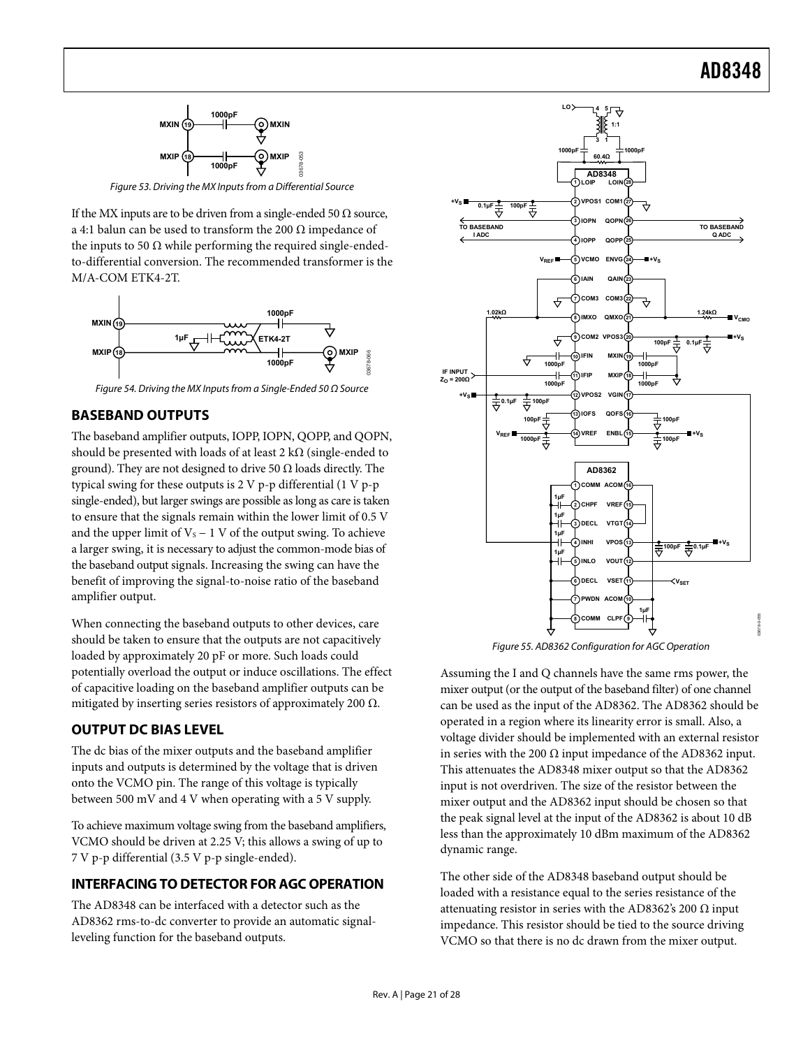Figure 53. Driving the MX Inputs from a Differential Source

If the MX inputs are to be driven from a single-ended 50 Ω source, a 4:1 balun can be used to transform the 200 Ω impedance of the inputs to 50 Ω while performing the required single-ended-to-differential conversion. The recommended transformer is the M/A-COM ETK4-2T.

Figure 54. Driving the MX Inputs from a Single-Ended 50 Ω Source

## BASEBAND OUTPUTS

The baseband amplifier outputs, IOPP, IOPN, QOPP, and QOPN, should be presented with loads of at least 2 kΩ (single-ended to ground). They are not designed to drive 50 Ω loads directly. The typical swing for these outputs is 2 V p-p differential (1 V p-p single-ended), but larger swings are possible as long as care is taken to ensure that the signals remain within the lower limit of 0.5 V and the upper limit of $V_S$ − 1 V of the output swing. To achieve a larger swing, it is necessary to adjust the common-mode bias of the baseband output signals. Increasing the swing can have the benefit of improving the signal-to-noise ratio of the baseband amplifier output.

When connecting the baseband outputs to other devices, care should be taken to ensure that the outputs are not capacitively loaded by approximately 20 pF or more. Such loads could potentially overload the output or induce oscillations. The effect of capacitive loading on the baseband amplifier outputs can be mitigated by inserting series resistors of approximately 200 Ω.

## OUTPUT DC BIAS LEVEL

The dc bias of the mixer outputs and the baseband amplifier inputs and outputs is determined by the voltage that is driven onto the VCMO pin. The range of this voltage is typically between 500 mV and 4 V when operating with a 5 V supply.

To achieve maximum voltage swing from the baseband amplifiers, VCMO should be driven at 2.25 V; this allows a swing of up to 7 V p-p differential (3.5 V p-p single-ended).

## INTERFACING TO DETECTOR FOR AGC OPERATION

The AD8348 can be interfaced with a detector such as the AD8362 rms-to-dc converter to provide an automatic signal-leveling function for the baseband outputs.

Figure 55. AD8362 Configuration for AGC Operation

Assuming the I and Q channels have the same rms power, the mixer output (or the output of the baseband filter) of one channel can be used as the input of the AD8362. The AD8362 should be operated in a region where its linearity error is small. Also, a voltage divider should be implemented with an external resistor in series with the 200 Ω input impedance of the AD8362 input. This attenuates the AD8348 mixer output so that the AD8362 input is not overdriven. The size of the resistor between the mixer output and the AD8362 input should be chosen so that the peak signal level at the input of the AD8362 is about 10 dB less than the approximately 10 dBm maximum of the AD8362 dynamic range.

The other side of the AD8348 baseband output should be loaded with a resistance equal to the series resistance of the attenuating resistor in series with the AD8362's 200 Ω input impedance. This resistor should be tied to the source driving VCMO so that there is no dc drawn from the mixer output.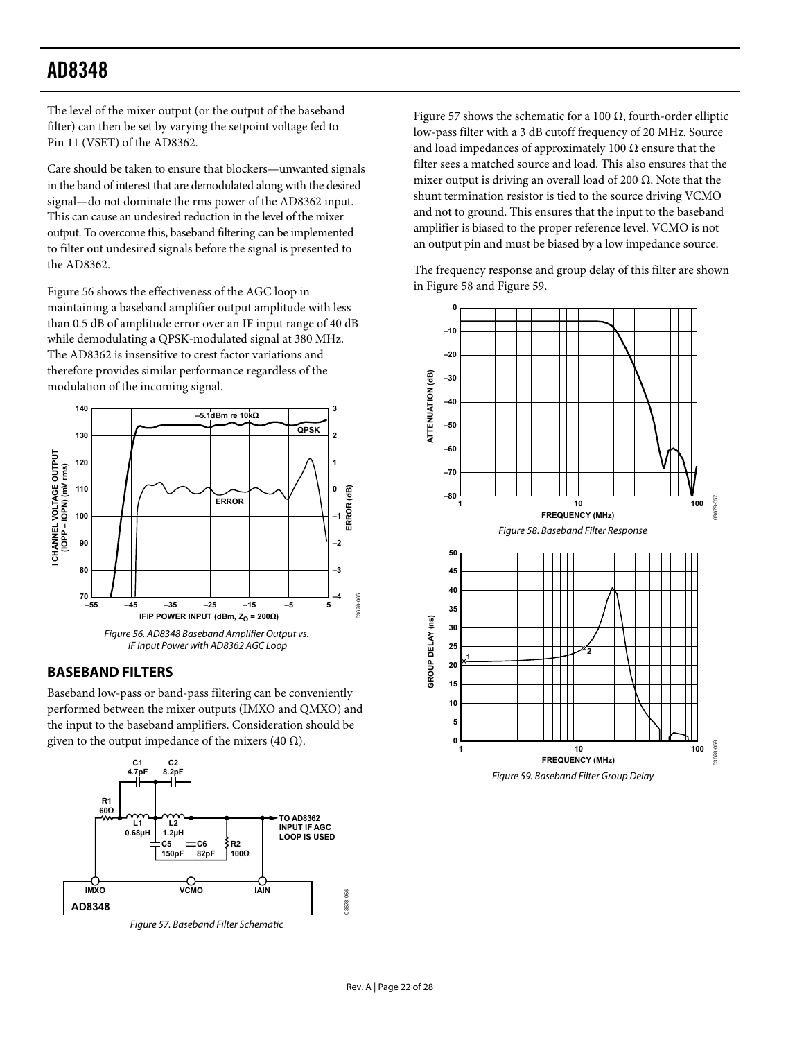The level of the mixer output (or the output of the baseband filter) can then be set by varying the setpoint voltage fed to Pin 11 (VSET) of the AD8362.

Care should be taken to ensure that blockers—unwanted signals in the band of interest that are demodulated along with the desired signal—do not dominate the rms power of the AD8362 input. This can cause an undesired reduction in the level of the mixer output. To overcome this, baseband filtering can be implemented to filter out undesired signals before the signal is presented to the AD8362.

Figure 56 shows the effectiveness of the AGC loop in maintaining a baseband amplifier output amplitude with less than 0.5 dB of amplitude error over an IF input range of 40 dB while demodulating a QPSK-modulated signal at 380 MHz. The AD8362 is insensitive to crest factor variations and therefore provides similar performance regardless of the modulation of the incoming signal.

*Figure 56. AD8348 Baseband Amplifier Output vs. IF Input Power with AD8362 AGC Loop*

## BASEBAND FILTERS

Baseband low-pass or band-pass filtering can be conveniently performed between the mixer outputs (IMXO and QMXO) and the input to the baseband amplifiers. Consideration should be given to the output impedance of the mixers (40 Ω).

*Figure 57. Baseband Filter Schematic*

Figure 57 shows the schematic for a 100 Ω, fourth-order elliptic low-pass filter with a 3 dB cutoff frequency of 20 MHz. Source and load impedances of approximately 100 Ω ensure that the filter sees a matched source and load. This also ensures that the mixer output is driving an overall load of 200 Ω. Note that the shunt termination resistor is tied to the source driving VCMO and not to ground. This ensures that the input to the baseband amplifier is biased to the proper reference level. VCMO is not an output pin and must be biased by a low impedance source.

The frequency response and group delay of this filter are shown in Figure 58 and Figure 59.

*Figure 58. Baseband Filter Response*

*Figure 59. Baseband Filter Group Delay*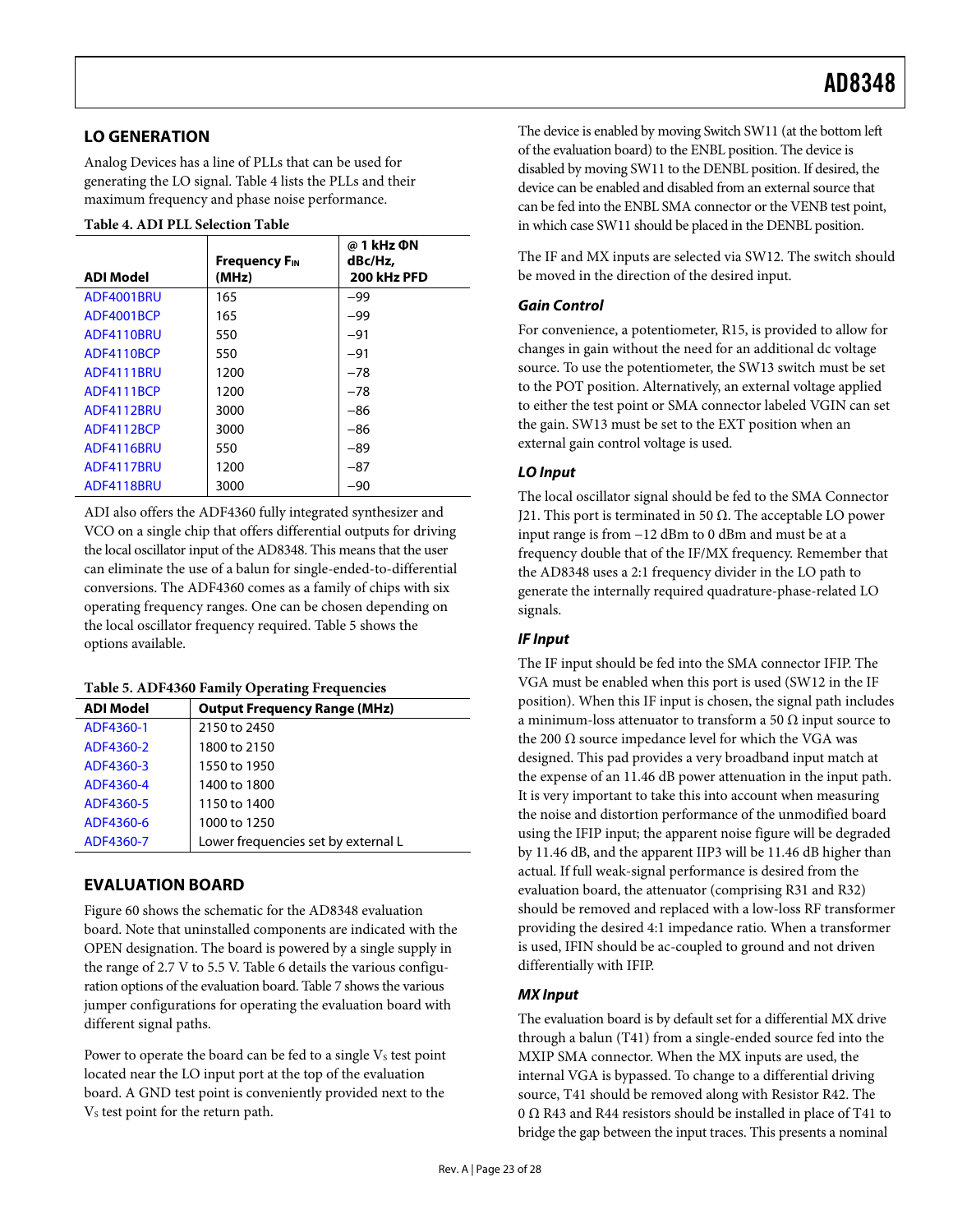## LO GENERATION

Analog Devices has a line of PLLs that can be used for generating the LO signal. Table 4 lists the PLLs and their maximum frequency and phase noise performance.

**Table 4. ADI PLL Selection Table**

| ADI Model | Frequency $F_{IN}$ (MHz) | @ 1 kHz ΦN dBc/Hz, 200 kHz PFD |
|---|---|---|
| ADF4001BRU | 165 | −99 |
| ADF4001BCP | 165 | −99 |
| ADF4110BRU | 550 | −91 |
| ADF4110BCP | 550 | −91 |
| ADF4111BRU | 1200 | −78 |
| ADF4111BCP | 1200 | −78 |
| ADF4112BRU | 3000 | −86 |
| ADF4112BCP | 3000 | −86 |
| ADF4116BRU | 550 | −89 |
| ADF4117BRU | 1200 | −87 |
| ADF4118BRU | 3000 | −90 |

ADI also offers the ADF4360 fully integrated synthesizer and VCO on a single chip that offers differential outputs for driving the local oscillator input of the AD8348. This means that the user can eliminate the use of a balun for single-ended-to-differential conversions. The ADF4360 comes as a family of chips with six operating frequency ranges. One can be chosen depending on the local oscillator frequency required. Table 5 shows the options available.

**Table 5. ADF4360 Family Operating Frequencies**

| ADI Model | Output Frequency Range (MHz) |
|---|---|
| ADF4360-1 | 2150 to 2450 |
| ADF4360-2 | 1800 to 2150 |
| ADF4360-3 | 1550 to 1950 |
| ADF4360-4 | 1400 to 1800 |
| ADF4360-5 | 1150 to 1400 |
| ADF4360-6 | 1000 to 1250 |
| ADF4360-7 | Lower frequencies set by external L |

## EVALUATION BOARD

Figure 60 shows the schematic for the AD8348 evaluation board. Note that uninstalled components are indicated with the OPEN designation. The board is powered by a single supply in the range of 2.7 V to 5.5 V. Table 6 details the various configuration options of the evaluation board. Table 7 shows the various jumper configurations for operating the evaluation board with different signal paths.

Power to operate the board can be fed to a single $V_S$ test point located near the LO input port at the top of the evaluation board. A GND test point is conveniently provided next to the $V_S$ test point for the return path.

The device is enabled by moving Switch SW11 (at the bottom left of the evaluation board) to the ENBL position. The device is disabled by moving SW11 to the DENBL position. If desired, the device can be enabled and disabled from an external source that can be fed into the ENBL SMA connector or the VENB test point, in which case SW11 should be placed in the DENBL position.

The IF and MX inputs are selected via SW12. The switch should be moved in the direction of the desired input.

### *Gain Control*

For convenience, a potentiometer, R15, is provided to allow for changes in gain without the need for an additional dc voltage source. To use the potentiometer, the SW13 switch must be set to the POT position. Alternatively, an external voltage applied to either the test point or SMA connector labeled VGIN can set the gain. SW13 must be set to the EXT position when an external gain control voltage is used.

### *LO Input*

The local oscillator signal should be fed to the SMA Connector J21. This port is terminated in 50 Ω. The acceptable LO power input range is from −12 dBm to 0 dBm and must be at a frequency double that of the IF/MX frequency. Remember that the AD8348 uses a 2:1 frequency divider in the LO path to generate the internally required quadrature-phase-related LO signals.

### *IF Input*

The IF input should be fed into the SMA connector IFIP. The VGA must be enabled when this port is used (SW12 in the IF position). When this IF input is chosen, the signal path includes a minimum-loss attenuator to transform a 50 Ω input source to the 200 Ω source impedance level for which the VGA was designed. This pad provides a very broadband input match at the expense of an 11.46 dB power attenuation in the input path. It is very important to take this into account when measuring the noise and distortion performance of the unmodified board using the IFIP input; the apparent noise figure will be degraded by 11.46 dB, and the apparent IIP3 will be 11.46 dB higher than actual. If full weak-signal performance is desired from the evaluation board, the attenuator (comprising R31 and R32) should be removed and replaced with a low-loss RF transformer providing the desired 4:1 impedance ratio. When a transformer is used, IFIN should be ac-coupled to ground and not driven differentially with IFIP.

### *MX Input*

The evaluation board is by default set for a differential MX drive through a balun (T41) from a single-ended source fed into the MXIP SMA connector. When the MX inputs are used, the internal VGA is bypassed. To change to a differential driving source, T41 should be removed along with Resistor R42. The 0 Ω R43 and R44 resistors should be installed in place of T41 to bridge the gap between the input traces. This presents a nominal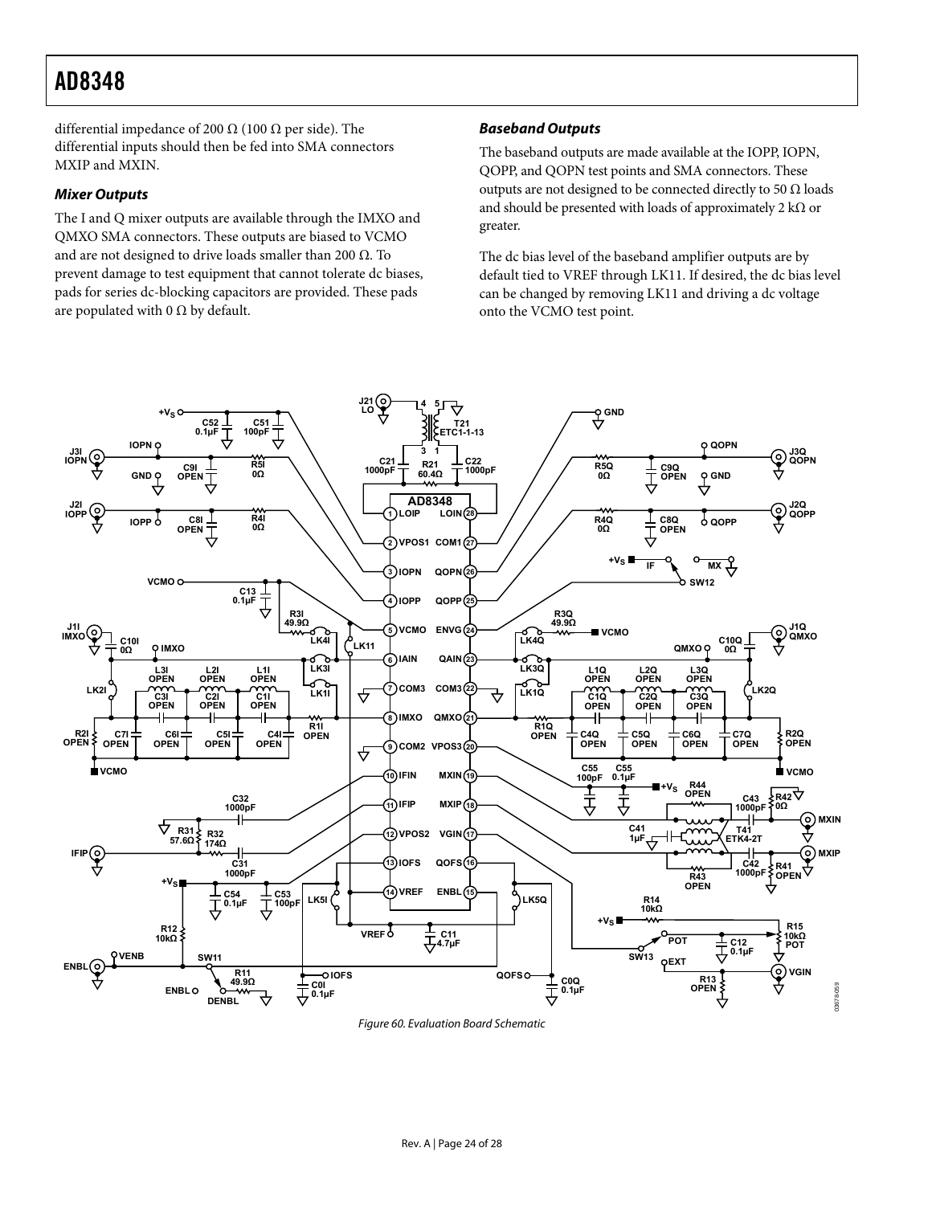differential impedance of 200 Ω (100 Ω per side). The differential inputs should then be fed into SMA connectors MXIP and MXIN.

### *Mixer Outputs*

The I and Q mixer outputs are available through the IMXO and QMXO SMA connectors. These outputs are biased to VCMO and are not designed to drive loads smaller than 200 Ω. To prevent damage to test equipment that cannot tolerate dc biases, pads for series dc-blocking capacitors are provided. These pads are populated with 0 Ω by default.

### *Baseband Outputs*

The baseband outputs are made available at the IOPP, IOPN, QOPP, and QOPN test points and SMA connectors. These outputs are not designed to be connected directly to 50 Ω loads and should be presented with loads of approximately 2 kΩ or greater.

The dc bias level of the baseband amplifier outputs are by default tied to VREF through LK11. If desired, the dc bias level can be changed by removing LK11 and driving a dc voltage onto the VCMO test point.

*Figure 60. Evaluation Board Schematic*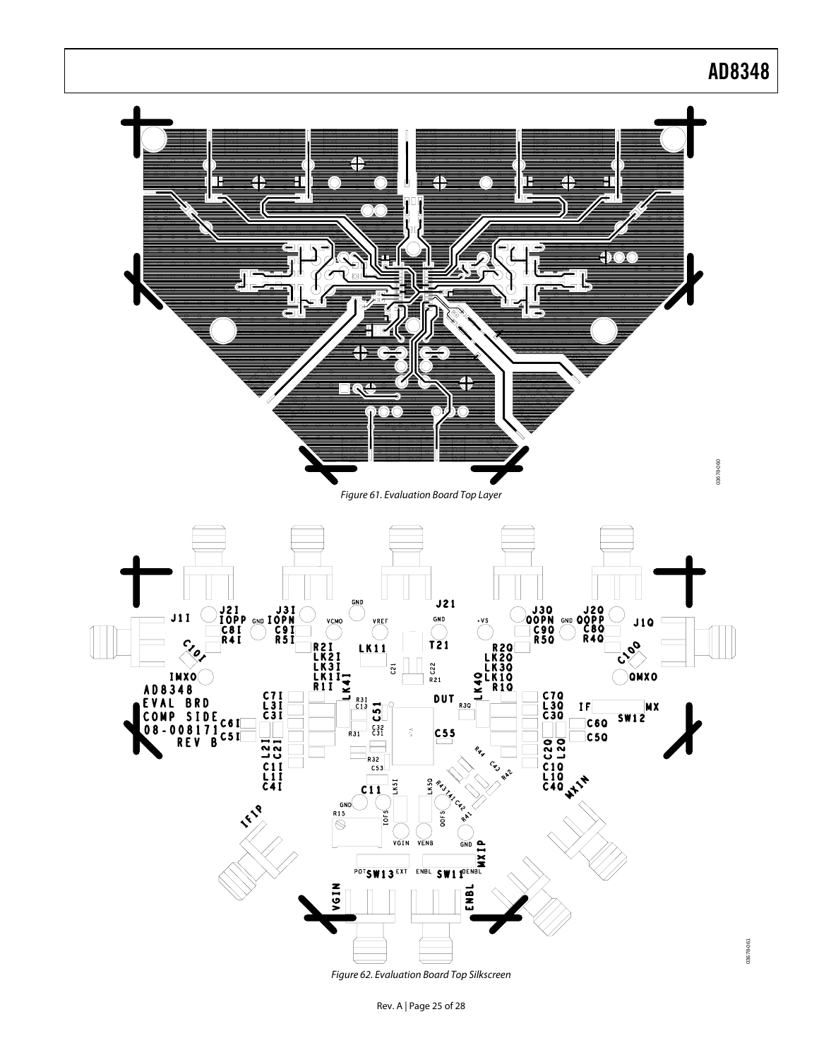Figure 61. Evaluation Board Top Layer

Figure 62. Evaluation Board Top Silkscreen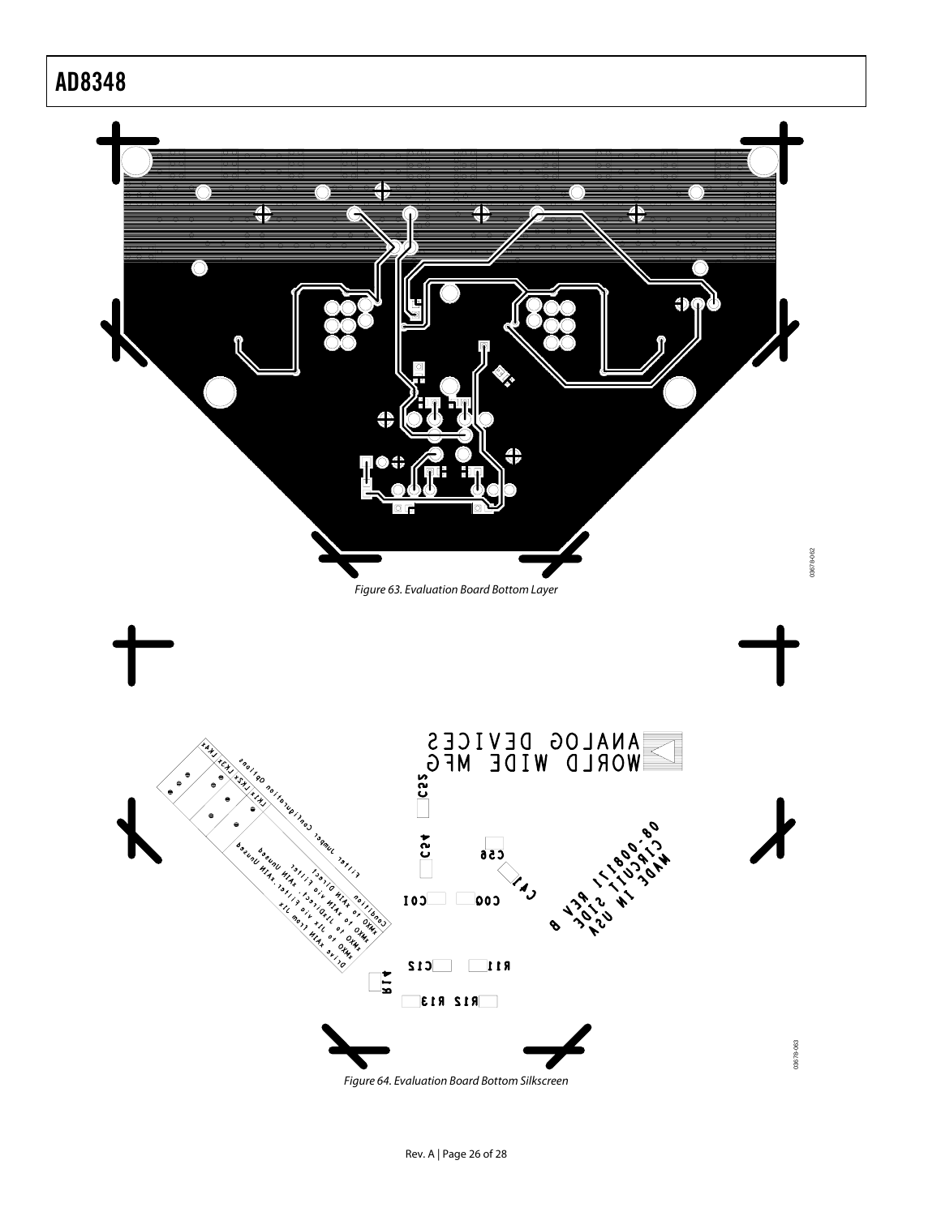Figure 63. Evaluation Board Bottom Layer

Figure 64. Evaluation Board Bottom Silkscreen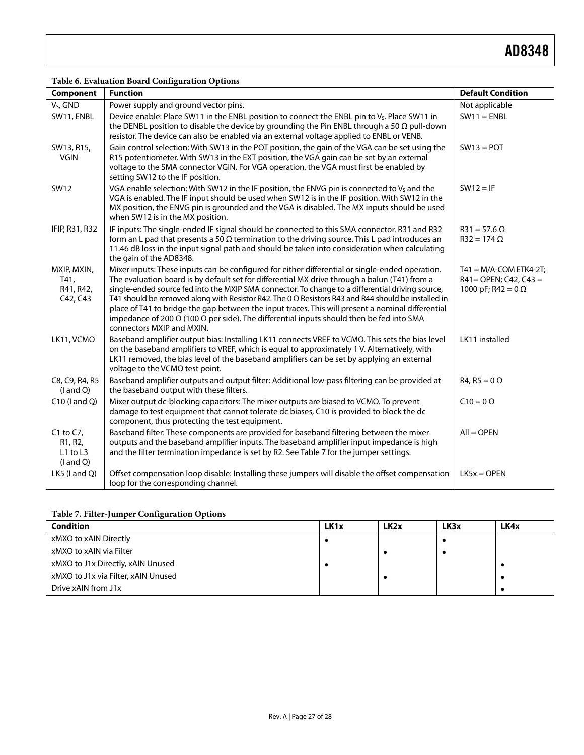**Table 6. Evaluation Board Configuration Options**

| Component | Function | Default Condition |
|---|---|---|
| $V_S$, GND | Power supply and ground vector pins. | Not applicable |
| SW11, ENBL | Device enable: Place SW11 in the ENBL position to connect the ENBL pin to $V_S$. Place SW11 in the DENBL position to disable the device by grounding the Pin ENBL through a 50 Ω pull-down resistor. The device can also be enabled via an external voltage applied to ENBL or VENB. | SW11 = ENBL |
| SW13, R15, VGIN | Gain control selection: With SW13 in the POT position, the gain of the VGA can be set using the R15 potentiometer. With SW13 in the EXT position, the VGA gain can be set by an external voltage to the SMA connector VGIN. For VGA operation, the VGA must first be enabled by setting SW12 to the IF position. | SW13 = POT |
| SW12 | VGA enable selection: With SW12 in the IF position, the ENVG pin is connected to $V_S$ and the VGA is enabled. The IF input should be used when SW12 is in the IF position. With SW12 in the MX position, the ENVG pin is grounded and the VGA is disabled. The MX inputs should be used when SW12 is in the MX position. | SW12 = IF |
| IFIP, R31, R32 | IF inputs: The single-ended IF signal should be connected to this SMA connector. R31 and R32 form an L pad that presents a 50 Ω termination to the driving source. This L pad introduces an 11.46 dB loss in the input signal path and should be taken into consideration when calculating the gain of the AD8348. | R31 = 57.6 Ω<br>R32 = 174 Ω |
| MXIP, MXIN, T41, R41, R42, C42, C43 | Mixer inputs: These inputs can be configured for either differential or single-ended operation. The evaluation board is by default set for differential MX drive through a balun (T41) from a single-ended source fed into the MXIP SMA connector. To change to a differential driving source, T41 should be removed along with Resistor R42. The 0 Ω Resistors R43 and R44 should be installed in place of T41 to bridge the gap between the input traces. This will present a nominal differential impedance of 200 Ω (100 Ω per side). The differential inputs should then be fed into SMA connectors MXIP and MXIN. | T41 = M/A-COM ETK4-2T; R41= OPEN; C42, C43 = 1000 pF; R42 = 0 Ω |
| LK11, VCMO | Baseband amplifier output bias: Installing LK11 connects VREF to VCMO. This sets the bias level on the baseband amplifiers to VREF, which is equal to approximately 1 V. Alternatively, with LK11 removed, the bias level of the baseband amplifiers can be set by applying an external voltage to the VCMO test point. | LK11 installed |
| C8, C9, R4, R5 (I and Q) | Baseband amplifier outputs and output filter: Additional low-pass filtering can be provided at the baseband output with these filters. | R4, R5 = 0 Ω |
| C10 (I and Q) | Mixer output dc-blocking capacitors: The mixer outputs are biased to VCMO. To prevent damage to test equipment that cannot tolerate dc biases, C10 is provided to block the dc component, thus protecting the test equipment. | C10 = 0 Ω |
| C1 to C7, R1, R2, L1 to L3 (I and Q) | Baseband filter: These components are provided for baseband filtering between the mixer outputs and the baseband amplifier inputs. The baseband amplifier input impedance is high and the filter termination impedance is set by R2. See Table 7 for the jumper settings. | All = OPEN |
| LK5 (I and Q) | Offset compensation loop disable: Installing these jumpers will disable the offset compensation loop for the corresponding channel. | LK5x = OPEN |

**Table 7. Filter-Jumper Configuration Options**

| Condition | LK1x | LK2x | LK3x | LK4x |
|---|---|---|---|---|
| xMXO to xAIN Directly | • | | • | |
| xMXO to xAIN via Filter | | • | • | |
| xMXO to J1x Directly, xAIN Unused | • | | | • |
| xMXO to J1x via Filter, xAIN Unused | | • | | • |
| Drive xAIN from J1x | | | | • |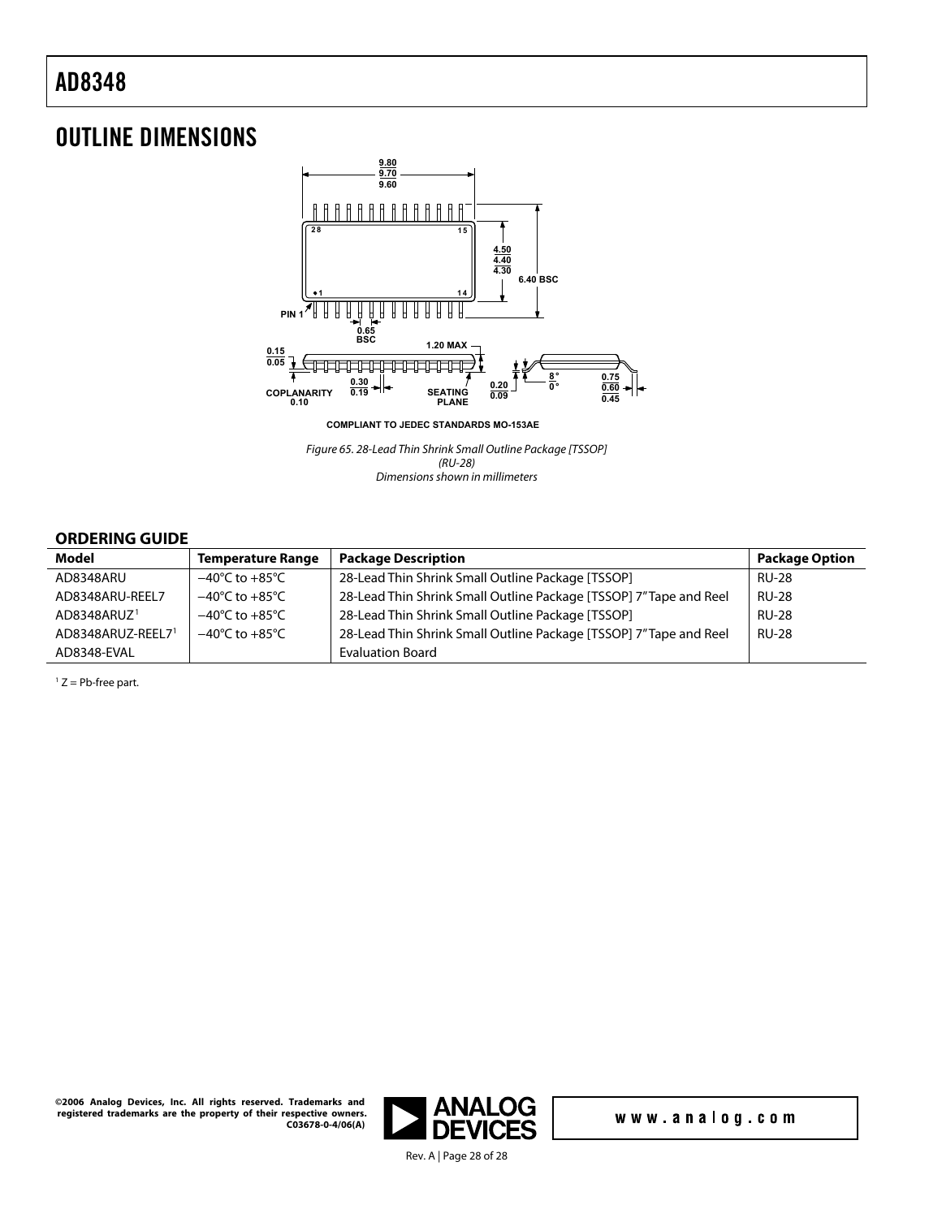# OUTLINE DIMENSIONS

9.80
9.70
9.60

28
15
1
14

4.50
4.40
4.30

6.40 BSC

PIN 1

0.65
BSC

0.15
0.05

1.20 MAX

0.30
0.19

COPLANARITY
0.10

SEATING
PLANE

0.20
0.09

8°
0°

0.75
0.60
0.45

COMPLIANT TO JEDEC STANDARDS MO-153AE

*Figure 65. 28-Lead Thin Shrink Small Outline Package [TSSOP] (RU-28) Dimensions shown in millimeters*

## ORDERING GUIDE

| Model | Temperature Range | Package Description | Package Option |
|---|---|---|---|
| AD8348ARU | −40°C to +85°C | 28-Lead Thin Shrink Small Outline Package [TSSOP] | RU-28 |
| AD8348ARU-REEL7 | −40°C to +85°C | 28-Lead Thin Shrink Small Outline Package [TSSOP] 7" Tape and Reel | RU-28 |
| AD8348ARUZ[1] | −40°C to +85°C | 28-Lead Thin Shrink Small Outline Package [TSSOP] | RU-28 |
| AD8348ARUZ-REEL7[1] | −40°C to +85°C | 28-Lead Thin Shrink Small Outline Package [TSSOP] 7" Tape and Reel | RU-28 |
| AD8348-EVAL | | Evaluation Board | |

[1] Z = Pb-free part.

**©2006 Analog Devices, Inc. All rights reserved. Trademarks and registered trademarks are the property of their respective owners. C03678-0-4/06(A)**